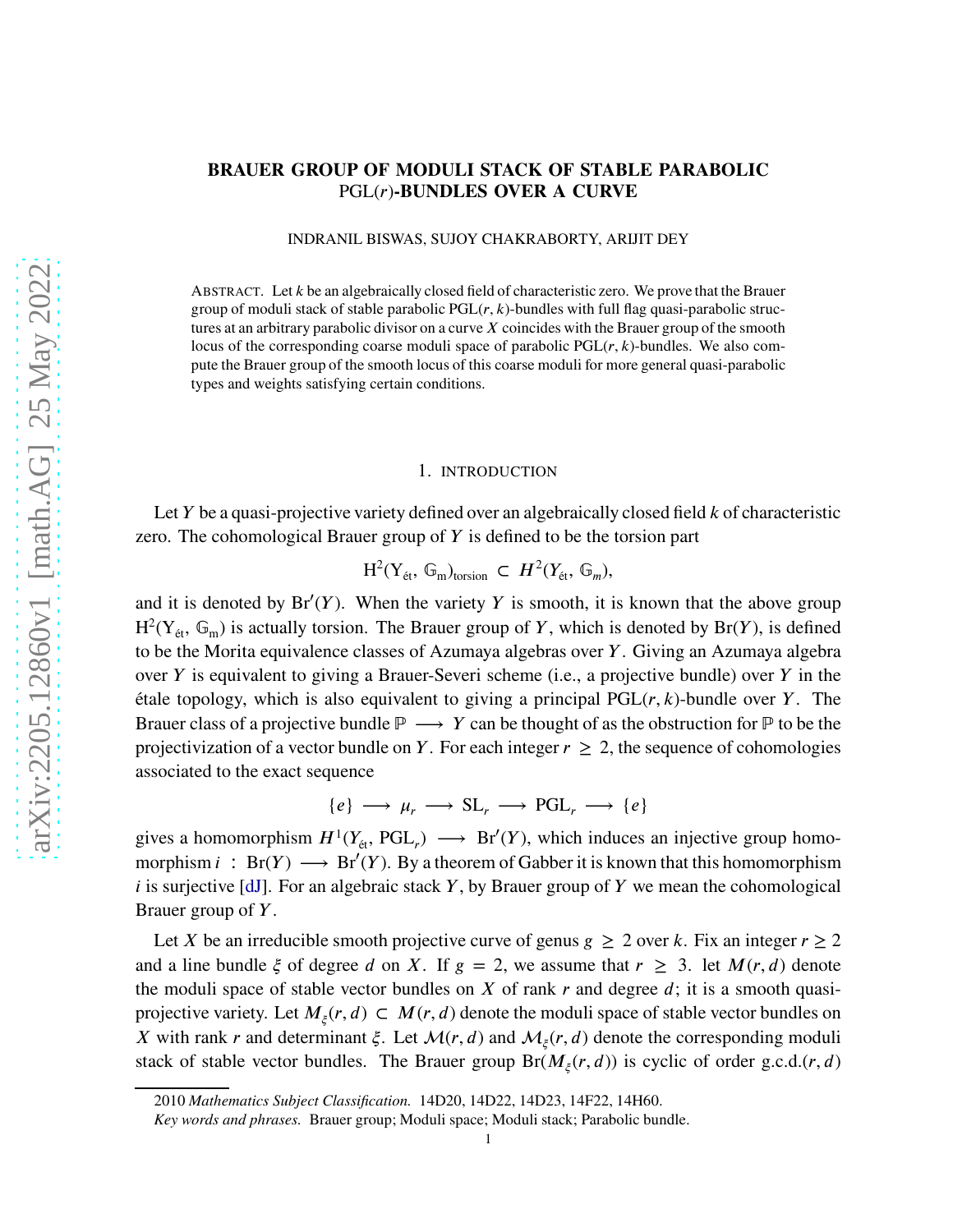# BRAUER GROUP OF MODULI STACK OF STABLE PARABOLIC PGL($r$)-BUNDLES OVER A CURVE

INDRANIL BISWAS, SUJOY CHAKRABORTY, ARIJIT DEY

ABSTRACT. Let $k$ be an algebraically closed field of characteristic zero. We prove that the Brauer group of moduli stack of stable parabolic $\mathrm{PGL}(r, k)$-bundles with full flag quasi-parabolic structures at an arbitrary parabolic divisor on a curve $X$ coincides with the Brauer group of the smooth locus of the corresponding coarse moduli space of parabolic $\mathrm{PGL}(r, k)$-bundles. We also compute the Brauer group of the smooth locus of this coarse moduli for more general quasi-parabolic types and weights satisfying certain conditions.

## 1. INTRODUCTION

Let $Y$ be a quasi-projective variety defined over an algebraically closed field $k$ of characteristic zero. The cohomological Brauer group of $Y$ is defined to be the torsion part

$$\mathrm{H}^2(\mathrm{Y}_{\text{ét}}, \mathbb{G}_\mathrm{m})_{\text{torsion}} \subset H^2(Y_{\text{ét}}, \mathbb{G}_m),$$

and it is denoted by $\mathrm{Br}'(Y)$. When the variety $Y$ is smooth, it is known that the above group $\mathrm{H}^2(\mathrm{Y}_{\text{ét}}, \mathbb{G}_\mathrm{m})$ is actually torsion. The Brauer group of $Y$, which is denoted by $\mathrm{Br}(Y)$, is defined to be the Morita equivalence classes of Azumaya algebras over $Y$. Giving an Azumaya algebra over $Y$ is equivalent to giving a Brauer-Severi scheme (i.e., a projective bundle) over $Y$ in the étale topology, which is also equivalent to giving a principal $\mathrm{PGL}(r, k)$-bundle over $Y$. The Brauer class of a projective bundle $\mathbb{P} \longrightarrow Y$ can be thought of as the obstruction for $\mathbb{P}$ to be the projectivization of a vector bundle on $Y$. For each integer $r \geq 2$, the sequence of cohomologies associated to the exact sequence

$$\{e\} \longrightarrow \mu_r \longrightarrow \mathrm{SL}_r \longrightarrow \mathrm{PGL}_r \longrightarrow \{e\}$$

gives a homomorphism $H^1(Y_{\text{ét}}, \mathrm{PGL}_r) \longrightarrow \mathrm{Br}'(Y)$, which induces an injective group homomorphism $i : \mathrm{Br}(Y) \longrightarrow \mathrm{Br}'(Y)$. By a theorem of Gabber it is known that this homomorphism $i$ is surjective [dJ]. For an algebraic stack $Y$, by Brauer group of $Y$ we mean the cohomological Brauer group of $Y$.

Let $X$ be an irreducible smooth projective curve of genus $g \geq 2$ over $k$. Fix an integer $r \geq 2$ and a line bundle $\xi$ of degree $d$ on $X$. If $g = 2$, we assume that $r \geq 3$. let $M(r, d)$ denote the moduli space of stable vector bundles on $X$ of rank $r$ and degree $d$; it is a smooth quasi-projective variety. Let $M_\xi(r, d) \subset M(r, d)$ denote the moduli space of stable vector bundles on $X$ with rank $r$ and determinant $\xi$. Let $\mathcal{M}(r, d)$ and $\mathcal{M}_\xi(r, d)$ denote the corresponding moduli stack of stable vector bundles. The Brauer group $\mathrm{Br}(M_\xi(r, d))$ is cyclic of order g.c.d.$(r, d)$

2010 *Mathematics Subject Classification.* 14D20, 14D22, 14D23, 14F22, 14H60.

*Key words and phrases.* Brauer group; Moduli space; Moduli stack; Parabolic bundle.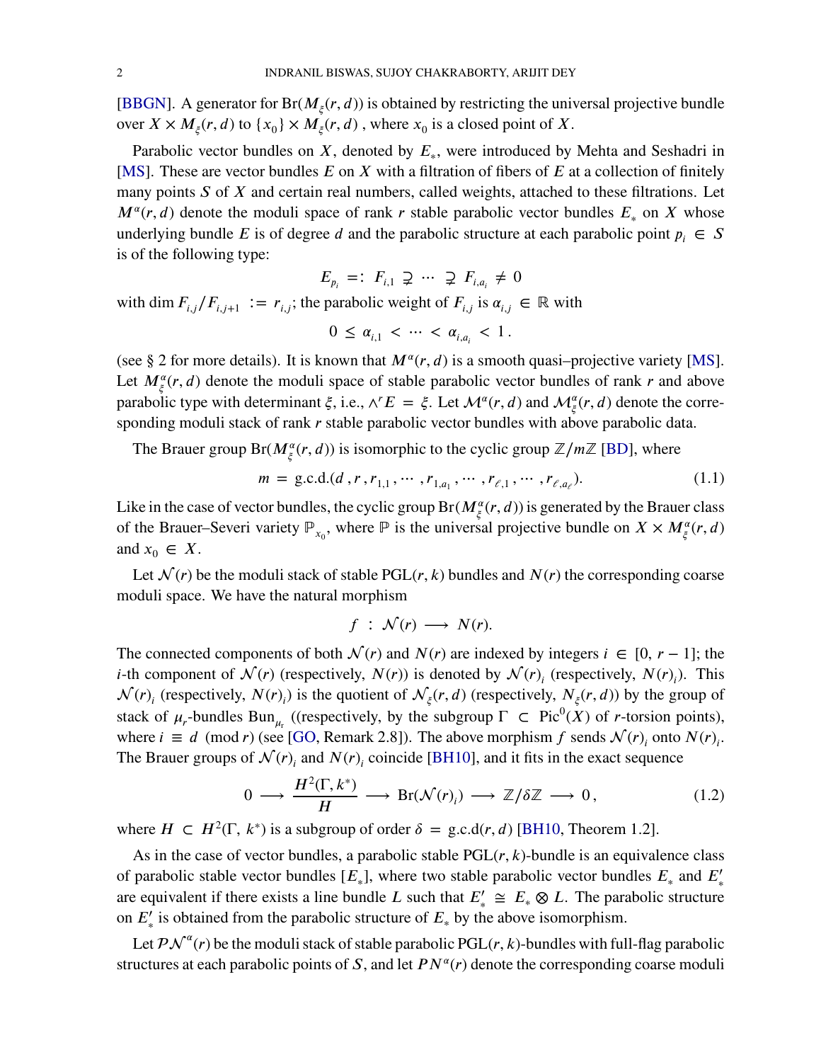[BBGN]. A generator for $\text{Br}(M_\xi(r,d))$ is obtained by restricting the universal projective bundle over $X \times M_\xi(r,d)$ to $\{x_0\} \times M_\xi(r,d)$ , where $x_0$ is a closed point of $X$.

Parabolic vector bundles on $X$, denoted by $E_*$, were introduced by Mehta and Seshadri in [MS]. These are vector bundles $E$ on $X$ with a filtration of fibers of $E$ at a collection of finitely many points $S$ of $X$ and certain real numbers, called weights, attached to these filtrations. Let $M^\alpha(r,d)$ denote the moduli space of rank $r$ stable parabolic vector bundles $E_*$ on $X$ whose underlying bundle $E$ is of degree $d$ and the parabolic structure at each parabolic point $p_i \in S$ is of the following type:

$$E_{p_i} =: F_{i,1} \supsetneq \cdots \supsetneq F_{i,a_i} \neq 0$$

with $\dim F_{i,j}/F_{i,j+1} := r_{i,j}$; the parabolic weight of $F_{i,j}$ is $\alpha_{i,j} \in \mathbb{R}$ with

$$0 \leq \alpha_{i,1} < \cdots < \alpha_{i,a_i} < 1\,.$$

(see § 2 for more details). It is known that $M^\alpha(r,d)$ is a smooth quasi–projective variety [MS]. Let $M^\alpha_\xi(r,d)$ denote the moduli space of stable parabolic vector bundles of rank $r$ and above parabolic type with determinant $\xi$, i.e., $\wedge^r E = \xi$. Let $\mathcal{M}^\alpha(r,d)$ and $\mathcal{M}^\alpha_\xi(r,d)$ denote the corresponding moduli stack of rank $r$ stable parabolic vector bundles with above parabolic data.

The Brauer group $\text{Br}(M^\alpha_\xi(r,d))$ is isomorphic to the cyclic group $\mathbb{Z}/m\mathbb{Z}$ [BD], where

$$m = \text{g.c.d.}(d\,, r\,, r_{1,1}\,, \cdots, r_{1,a_1}\,, \cdots, r_{\ell,1}\,, \cdots, r_{\ell,a_\ell}). \tag{1.1}$$

Like in the case of vector bundles, the cyclic group $\text{Br}(M^\alpha_\xi(r,d))$ is generated by the Brauer class of the Brauer–Severi variety $\mathbb{P}_{x_0}$, where $\mathbb{P}$ is the universal projective bundle on $X \times M^\alpha_\xi(r,d)$ and $x_0 \in X$.

Let $\mathcal{N}(r)$ be the moduli stack of stable $\text{PGL}(r,k)$ bundles and $N(r)$ the corresponding coarse moduli space. We have the natural morphism

$$f : \mathcal{N}(r) \longrightarrow N(r).$$

The connected components of both $\mathcal{N}(r)$ and $N(r)$ are indexed by integers $i \in [0,\, r-1]$; the $i$-th component of $\mathcal{N}(r)$ (respectively, $N(r)$) is denoted by $\mathcal{N}(r)_i$ (respectively, $N(r)_i$). This $\mathcal{N}(r)_i$ (respectively, $N(r)_i$) is the quotient of $\mathcal{N}_\xi(r,d)$ (respectively, $N_\xi(r,d)$) by the group of stack of $\mu_r$-bundles $\text{Bun}_{\mu_r}$ ((respectively, by the subgroup $\Gamma \subset \text{Pic}^0(X)$ of $r$-torsion points), where $i \equiv d \pmod r$ (see [GO, Remark 2.8]). The above morphism $f$ sends $\mathcal{N}(r)_i$ onto $N(r)_i$. The Brauer groups of $\mathcal{N}(r)_i$ and $N(r)_i$ coincide [BH10], and it fits in the exact sequence

$$0 \longrightarrow \frac{H^2(\Gamma, k^*)}{H} \longrightarrow \text{Br}(\mathcal{N}(r)_i) \longrightarrow \mathbb{Z}/\delta\mathbb{Z} \longrightarrow 0\,, \tag{1.2}$$

where $H \subset H^2(\Gamma, k^*)$ is a subgroup of order $\delta = \text{g.c.d}(r,d)$ [BH10, Theorem 1.2].

As in the case of vector bundles, a parabolic stable $\text{PGL}(r,k)$-bundle is an equivalence class of parabolic stable vector bundles $[E_*]$, where two stable parabolic vector bundles $E_*$ and $E'_*$ are equivalent if there exists a line bundle $L$ such that $E'_* \cong E_* \otimes L$. The parabolic structure on $E'_*$ is obtained from the parabolic structure of $E_*$ by the above isomorphism.

Let $\mathcal{PN}^\alpha(r)$ be the moduli stack of stable parabolic $\text{PGL}(r,k)$-bundles with full-flag parabolic structures at each parabolic points of $S$, and let $PN^\alpha(r)$ denote the corresponding coarse moduli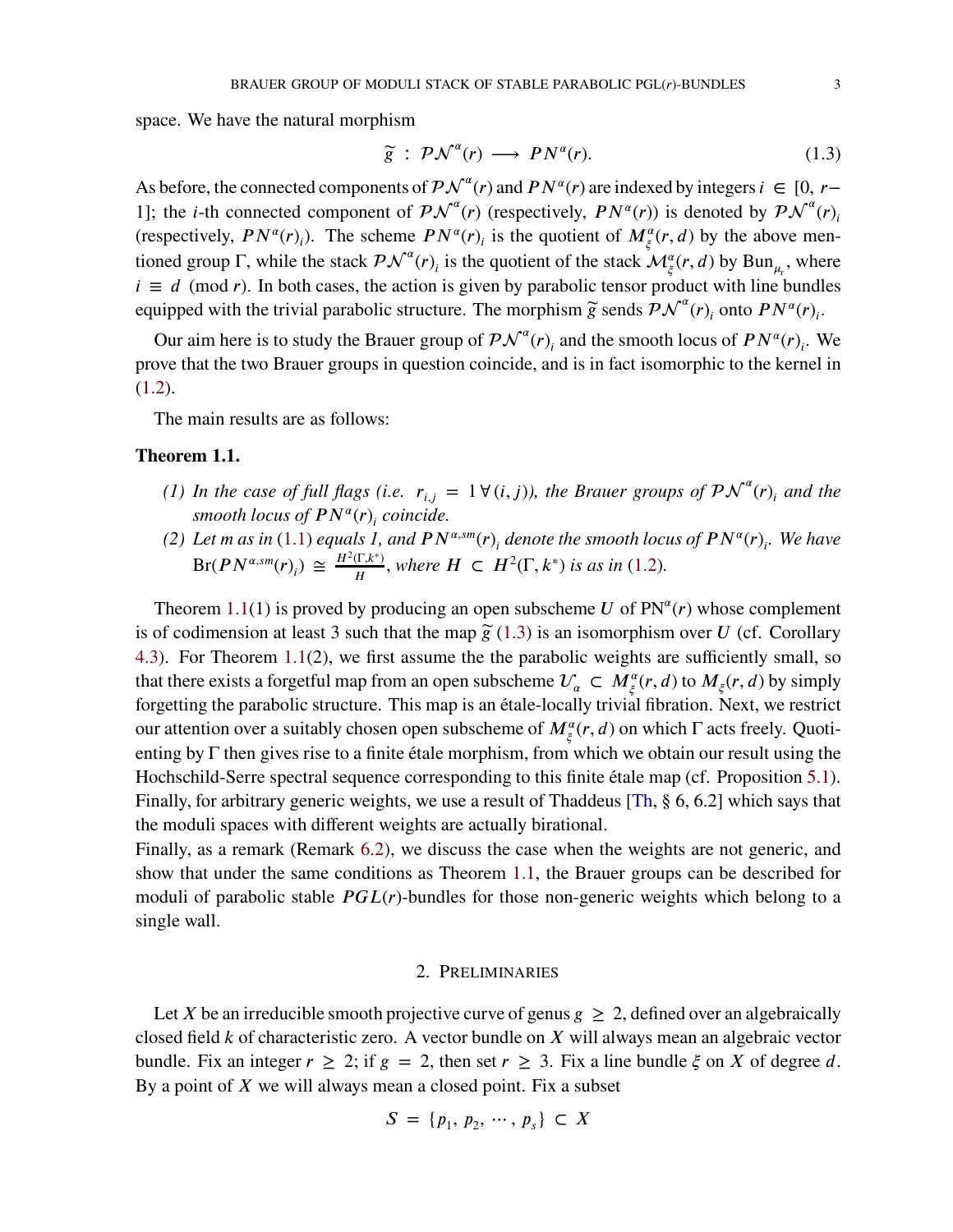space. We have the natural morphism

$$\widetilde{g} \,:\, \mathcal{PN}^{\alpha}(r) \longrightarrow PN^{\alpha}(r). \tag{1.3}$$

As before, the connected components of $\mathcal{PN}^{\alpha}(r)$ and $PN^{\alpha}(r)$ are indexed by integers $i \in [0, r-1]$; the $i$-th connected component of $\mathcal{PN}^{\alpha}(r)$ (respectively, $PN^{\alpha}(r)$) is denoted by $\mathcal{PN}^{\alpha}(r)_i$ (respectively, $PN^{\alpha}(r)_i$). The scheme $PN^{\alpha}(r)_i$ is the quotient of $M^{\alpha}_{\xi}(r,d)$ by the above mentioned group $\Gamma$, while the stack $\mathcal{PN}^{\alpha}(r)_i$ is the quotient of the stack $\mathcal{M}^{\alpha}_{\xi}(r,d)$ by $\mathrm{Bun}_{\mu_r}$, where $i \equiv d \pmod r$. In both cases, the action is given by parabolic tensor product with line bundles equipped with the trivial parabolic structure. The morphism $\widetilde{g}$ sends $\mathcal{PN}^{\alpha}(r)_i$ onto $PN^{\alpha}(r)_i$.

Our aim here is to study the Brauer group of $\mathcal{PN}^{\alpha}(r)_i$ and the smooth locus of $PN^{\alpha}(r)_i$. We prove that the two Brauer groups in question coincide, and is in fact isomorphic to the kernel in (1.2).

The main results are as follows:

**Theorem 1.1.**

*(1) In the case of full flags (i.e. $r_{i,j} = 1 \,\forall\, (i,j)$), the Brauer groups of $\mathcal{PN}^{\alpha}(r)_i$ and the smooth locus of $PN^{\alpha}(r)_i$ coincide.*

*(2) Let $m$ as in (1.1) equals 1, and $PN^{\alpha,sm}(r)_i$ denote the smooth locus of $PN^{\alpha}(r)_i$. We have $\mathrm{Br}(PN^{\alpha,sm}(r)_i) \cong \frac{H^2(\Gamma,k^*)}{H}$, where $H \subset H^2(\Gamma,k^*)$ is as in (1.2).*

Theorem 1.1(1) is proved by producing an open subscheme $U$ of $\mathrm{PN}^{\alpha}(r)$ whose complement is of codimension at least 3 such that the map $\widetilde{g}$ (1.3) is an isomorphism over $U$ (cf. Corollary 4.3). For Theorem 1.1(2), we first assume the the parabolic weights are sufficiently small, so that there exists a forgetful map from an open subscheme $\mathcal{U}_{\alpha} \subset M^{\alpha}_{\xi}(r,d)$ to $M_{\xi}(r,d)$ by simply forgetting the parabolic structure. This map is an étale-locally trivial fibration. Next, we restrict our attention over a suitably chosen open subscheme of $M^{\alpha}_{\xi}(r,d)$ on which $\Gamma$ acts freely. Quotienting by $\Gamma$ then gives rise to a finite étale morphism, from which we obtain our result using the Hochschild-Serre spectral sequence corresponding to this finite étale map (cf. Proposition 5.1). Finally, for arbitrary generic weights, we use a result of Thaddeus [Th, § 6, 6.2] which says that the moduli spaces with different weights are actually birational.
Finally, as a remark (Remark 6.2), we discuss the case when the weights are not generic, and show that under the same conditions as Theorem 1.1, the Brauer groups can be described for moduli of parabolic stable $PGL(r)$-bundles for those non-generic weights which belong to a single wall.

## 2. Preliminaries

Let $X$ be an irreducible smooth projective curve of genus $g \geq 2$, defined over an algebraically closed field $k$ of characteristic zero. A vector bundle on $X$ will always mean an algebraic vector bundle. Fix an integer $r \geq 2$; if $g = 2$, then set $r \geq 3$. Fix a line bundle $\xi$ on $X$ of degree $d$. By a point of $X$ we will always mean a closed point. Fix a subset

$$S = \{p_1, p_2, \cdots, p_s\} \subset X$$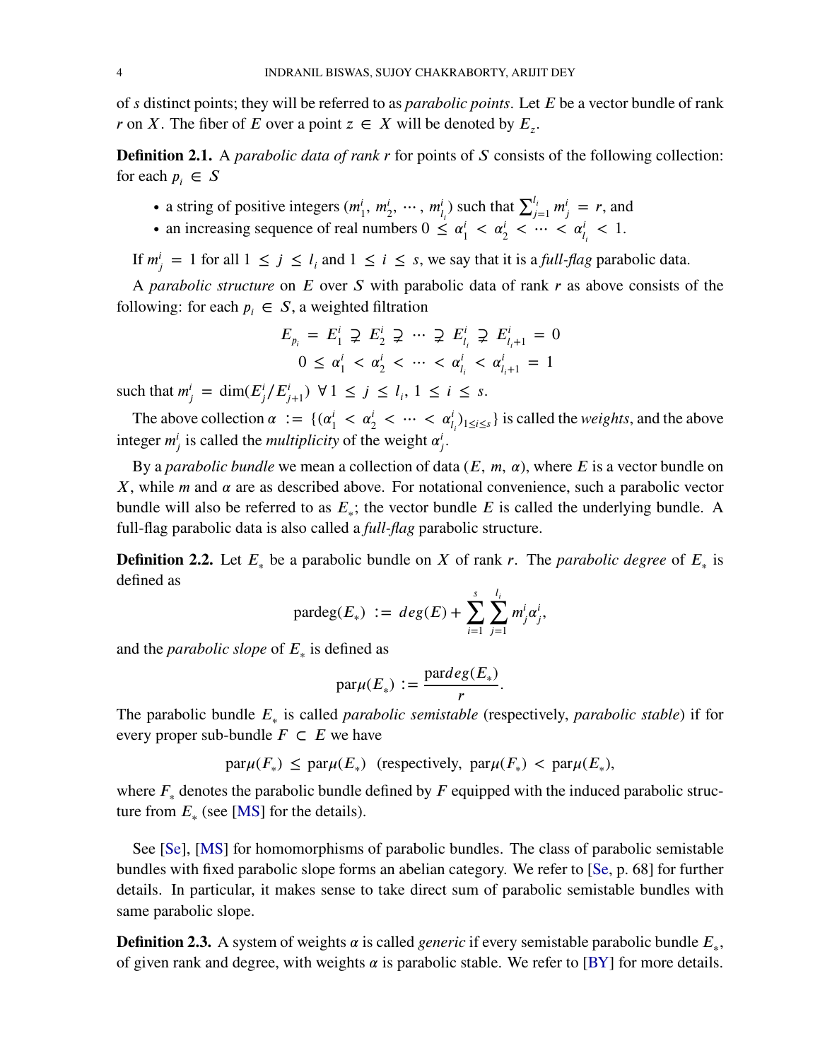of $s$ distinct points; they will be referred to as *parabolic points*. Let $E$ be a vector bundle of rank $r$ on $X$. The fiber of $E$ over a point $z \in X$ will be denoted by $E_z$.

**Definition 2.1.** A *parabolic data of rank r* for points of $S$ consists of the following collection: for each $p_i \in S$

- a string of positive integers $(m^i_1, m^i_2, \cdots, m^i_{l_i})$ such that $\sum_{j=1}^{l_i} m^i_j = r$, and
- an increasing sequence of real numbers $0 \leq \alpha^i_1 < \alpha^i_2 < \cdots < \alpha^i_{l_i} < 1$.

If $m^i_j = 1$ for all $1 \leq j \leq l_i$ and $1 \leq i \leq s$, we say that it is a *full-flag* parabolic data.

A *parabolic structure* on $E$ over $S$ with parabolic data of rank $r$ as above consists of the following: for each $p_i \in S$, a weighted filtration

$$E_{p_i} = E^i_1 \supsetneq E^i_2 \supsetneq \cdots \supsetneq E^i_{l_i} \supsetneq E^i_{l_i+1} = 0$$
$$0 \leq \alpha^i_1 < \alpha^i_2 < \cdots < \alpha^i_{l_i} < \alpha^i_{l_i+1} = 1$$

such that $m^i_j = \dim(E^i_j/E^i_{j+1})\ \forall\, 1 \leq j \leq l_i,\ 1 \leq i \leq s$.

The above collection $\alpha := \{(\alpha^i_1 < \alpha^i_2 < \cdots < \alpha^i_{l_i})_{1 \leq i \leq s}\}$ is called the *weights*, and the above integer $m^i_j$ is called the *multiplicity* of the weight $\alpha^i_j$.

By a *parabolic bundle* we mean a collection of data $(E, m, \alpha)$, where $E$ is a vector bundle on $X$, while $m$ and $\alpha$ are as described above. For notational convenience, such a parabolic vector bundle will also be referred to as $E_*$; the vector bundle $E$ is called the underlying bundle. A full-flag parabolic data is also called a *full-flag* parabolic structure.

**Definition 2.2.** Let $E_*$ be a parabolic bundle on $X$ of rank $r$. The *parabolic degree* of $E_*$ is defined as

$$\text{pardeg}(E_*) := deg(E) + \sum_{i=1}^{s} \sum_{j=1}^{l_i} m^i_j \alpha^i_j,$$

and the *parabolic slope* of $E_*$ is defined as

$$\text{par}\mu(E_*) := \frac{\text{par}deg(E_*)}{r}.$$

The parabolic bundle $E_*$ is called *parabolic semistable* (respectively, *parabolic stable*) if for every proper sub-bundle $F \subset E$ we have

$$\text{par}\mu(F_*) \leq \text{par}\mu(E_*) \quad (\text{respectively, } \text{par}\mu(F_*) < \text{par}\mu(E_*)),$$

where $F_*$ denotes the parabolic bundle defined by $F$ equipped with the induced parabolic structure from $E_*$ (see [MS] for the details).

See [Se], [MS] for homomorphisms of parabolic bundles. The class of parabolic semistable bundles with fixed parabolic slope forms an abelian category. We refer to [Se, p. 68] for further details. In particular, it makes sense to take direct sum of parabolic semistable bundles with same parabolic slope.

**Definition 2.3.** A system of weights $\alpha$ is called *generic* if every semistable parabolic bundle $E_*$, of given rank and degree, with weights $\alpha$ is parabolic stable. We refer to [BY] for more details.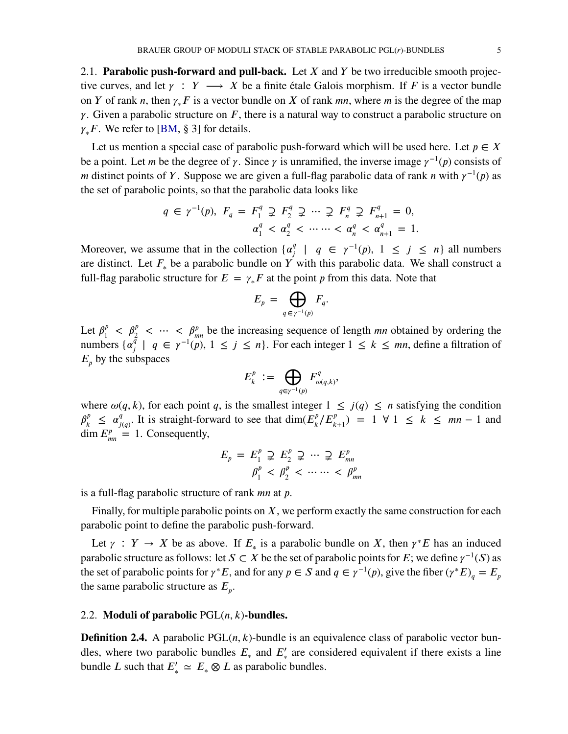### 2.1. Parabolic push-forward and pull-back.

Let $X$ and $Y$ be two irreducible smooth projective curves, and let $\gamma : Y \longrightarrow X$ be a finite étale Galois morphism. If $F$ is a vector bundle on $Y$ of rank $n$, then $\gamma_* F$ is a vector bundle on $X$ of rank $mn$, where $m$ is the degree of the map $\gamma$. Given a parabolic structure on $F$, there is a natural way to construct a parabolic structure on $\gamma_* F$. We refer to [BM, § 3] for details.

Let us mention a special case of parabolic push-forward which will be used here. Let $p \in X$ be a point. Let $m$ be the degree of $\gamma$. Since $\gamma$ is unramified, the inverse image $\gamma^{-1}(p)$ consists of $m$ distinct points of $Y$. Suppose we are given a full-flag parabolic data of rank $n$ with $\gamma^{-1}(p)$ as the set of parabolic points, so that the parabolic data looks like

$$
\begin{aligned}
q \in \gamma^{-1}(p),\ F_q = F_1^q \supsetneq F_2^q \supsetneq \cdots \supsetneq F_n^q \supsetneq F_{n+1}^q = 0,\\
\alpha_1^q < \alpha_2^q < \cdots\cdots < \alpha_n^q < \alpha_{n+1}^q = 1.
\end{aligned}
$$

Moreover, we assume that in the collection $\{\alpha_j^q \mid q \in \gamma^{-1}(p),\ 1 \leq j \leq n\}$ all numbers are distinct. Let $F_*$ be a parabolic bundle on $Y$ with this parabolic data. We shall construct a full-flag parabolic structure for $E = \gamma_* F$ at the point $p$ from this data. Note that

$$
E_p = \bigoplus_{q \in \gamma^{-1}(p)} F_q.
$$

Let $\beta_1^p < \beta_2^p < \cdots < \beta_{mn}^p$ be the increasing sequence of length $mn$ obtained by ordering the numbers $\{\alpha_j^q \mid q \in \gamma^{-1}(p),\ 1 \leq j \leq n\}$. For each integer $1 \leq k \leq mn$, define a filtration of $E_p$ by the subspaces

$$
E_k^p := \bigoplus_{q \in \gamma^{-1}(p)} F_{\omega(q,k)}^q,
$$

where $\omega(q,k)$, for each point $q$, is the smallest integer $1 \leq j(q) \leq n$ satisfying the condition $\beta_k^p \leq \alpha_{j(q)}^q$. It is straight-forward to see that $\dim(E_k^p / E_{k+1}^p) = 1\ \forall\ 1 \leq k \leq mn-1$ and $\dim E_{mn}^p = 1$. Consequently,

$$
\begin{aligned}
E_p = E_1^p \supsetneq E_2^p \supsetneq \cdots \supsetneq E_{mn}^p\\
\beta_1^p < \beta_2^p < \cdots\cdots < \beta_{mn}^p
\end{aligned}
$$

is a full-flag parabolic structure of rank $mn$ at $p$.

Finally, for multiple parabolic points on $X$, we perform exactly the same construction for each parabolic point to define the parabolic push-forward.

Let $\gamma : Y \to X$ be as above. If $E_*$ is a parabolic bundle on $X$, then $\gamma^* E$ has an induced parabolic structure as follows: let $S \subset X$ be the set of parabolic points for $E$; we define $\gamma^{-1}(S)$ as the set of parabolic points for $\gamma^* E$, and for any $p \in S$ and $q \in \gamma^{-1}(p)$, give the fiber $(\gamma^* E)_q = E_p$ the same parabolic structure as $E_p$.

### 2.2. Moduli of parabolic $\mathrm{PGL}(n,k)$-bundles.

**Definition 2.4.** A parabolic $\mathrm{PGL}(n,k)$-bundle is an equivalence class of parabolic vector bundles, where two parabolic bundles $E_*$ and $E'_*$ are considered equivalent if there exists a line bundle $L$ such that $E'_* \simeq E_* \otimes L$ as parabolic bundles.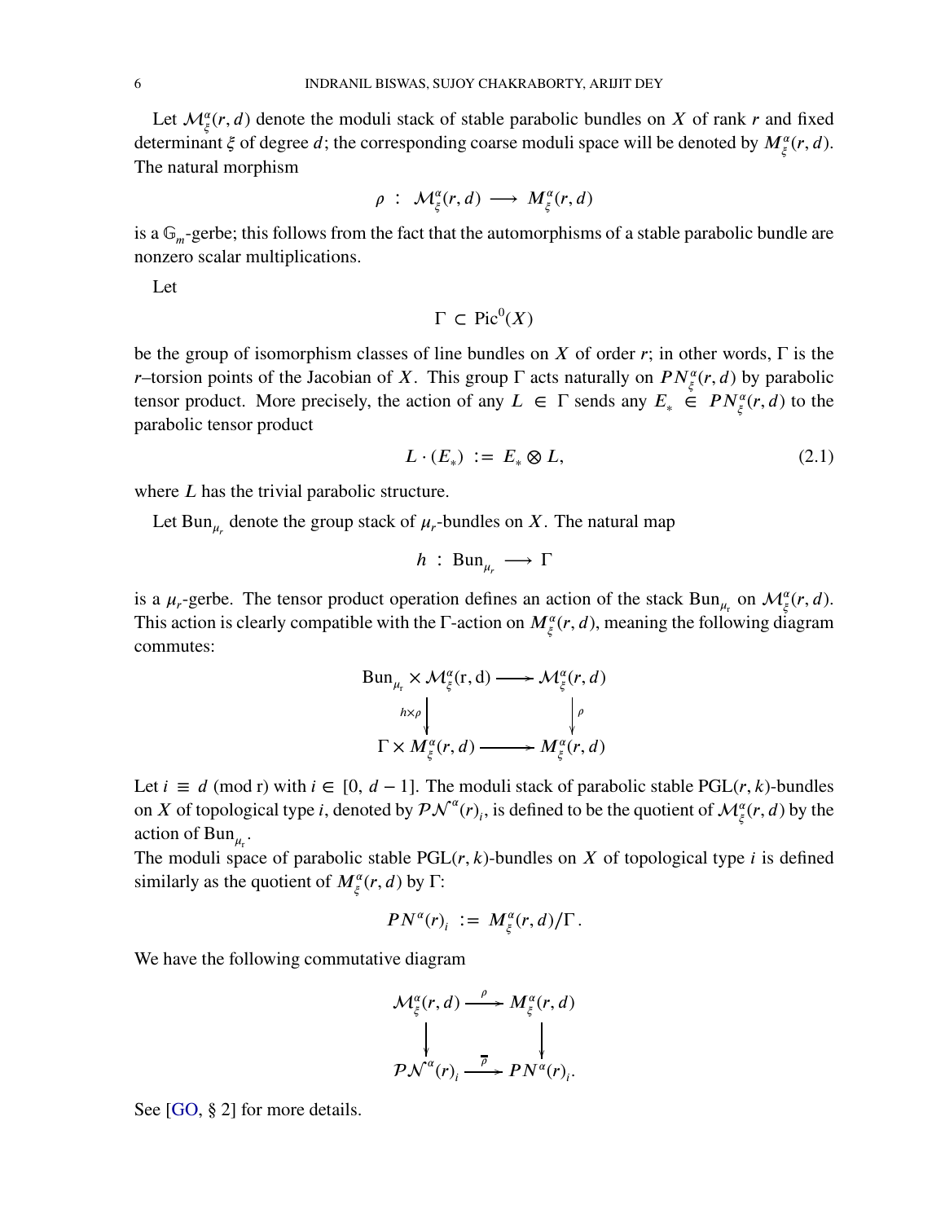Let $\mathcal{M}^{\alpha}_{\xi}(r, d)$ denote the moduli stack of stable parabolic bundles on $X$ of rank $r$ and fixed determinant $\xi$ of degree $d$; the corresponding coarse moduli space will be denoted by $M^{\alpha}_{\xi}(r, d)$. The natural morphism

$$\rho \ : \ \mathcal{M}^{\alpha}_{\xi}(r, d) \longrightarrow M^{\alpha}_{\xi}(r, d)$$

is a $\mathbb{G}_m$-gerbe; this follows from the fact that the automorphisms of a stable parabolic bundle are nonzero scalar multiplications.

Let

$$\Gamma \subset \text{Pic}^0(X)$$

be the group of isomorphism classes of line bundles on $X$ of order $r$; in other words, $\Gamma$ is the $r$–torsion points of the Jacobian of $X$. This group $\Gamma$ acts naturally on $PN^{\alpha}_{\xi}(r, d)$ by parabolic tensor product. More precisely, the action of any $L \in \Gamma$ sends any $E_* \in PN^{\alpha}_{\xi}(r, d)$ to the parabolic tensor product

$$L \cdot (E_*) \ := \ E_* \otimes L, \tag{2.1}$$

where $L$ has the trivial parabolic structure.

Let $\text{Bun}_{\mu_r}$ denote the group stack of $\mu_r$-bundles on $X$. The natural map

$$h \ : \ \text{Bun}_{\mu_r} \longrightarrow \Gamma$$

is a $\mu_r$-gerbe. The tensor product operation defines an action of the stack $\text{Bun}_{\mu_r}$ on $\mathcal{M}^{\alpha}_{\xi}(r, d)$. This action is clearly compatible with the $\Gamma$-action on $M^{\alpha}_{\xi}(r, d)$, meaning the following diagram commutes:

$$\begin{array}{ccc} \text{Bun}_{\mu_r} \times \mathcal{M}^{\alpha}_{\xi}(\text{r, d}) & \longrightarrow & \mathcal{M}^{\alpha}_{\xi}(r, d) \\ \Big\downarrow{\scriptstyle h\times\rho} & & \Big\downarrow{\scriptstyle \rho} \\ \Gamma \times M^{\alpha}_{\xi}(r, d) & \longrightarrow & M^{\alpha}_{\xi}(r, d) \end{array}$$

Let $i \equiv d \ (\text{mod r})$ with $i \in [0, \ d-1]$. The moduli stack of parabolic stable $\text{PGL}(r, k)$-bundles on $X$ of topological type $i$, denoted by $\mathcal{PN}^{\alpha}(r)_i$, is defined to be the quotient of $\mathcal{M}^{\alpha}_{\xi}(r, d)$ by the action of $\text{Bun}_{\mu_r}$.
The moduli space of parabolic stable $\text{PGL}(r, k)$-bundles on $X$ of topological type $i$ is defined similarly as the quotient of $M^{\alpha}_{\xi}(r, d)$ by $\Gamma$:

$$PN^{\alpha}(r)_i \ := \ M^{\alpha}_{\xi}(r, d)/\Gamma\,.$$

We have the following commutative diagram

$$\begin{array}{ccc} \mathcal{M}^{\alpha}_{\xi}(r, d) & \xrightarrow{\ \rho\ } & M^{\alpha}_{\xi}(r, d) \\ \Big\downarrow & & \Big\downarrow \\ \mathcal{PN}^{\alpha}(r)_i & \xrightarrow{\ \overline{\rho}\ } & PN^{\alpha}(r)_i. \end{array}$$

See [GO, § 2] for more details.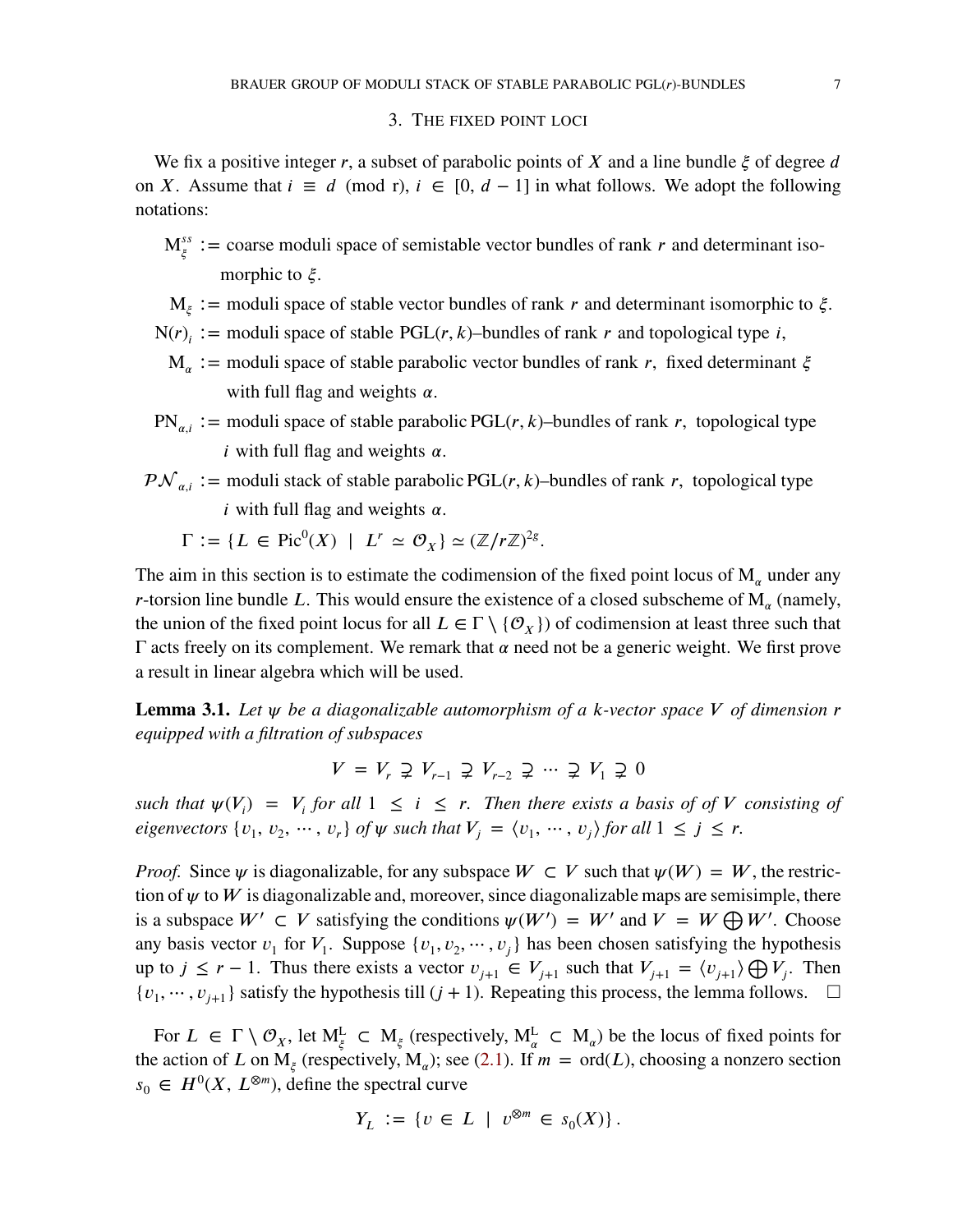## 3. The fixed point loci

We fix a positive integer $r$, a subset of parabolic points of $X$ and a line bundle $\xi$ of degree $d$ on $X$. Assume that $i \equiv d \pmod{r}$, $i \in [0, d-1]$ in what follows. We adopt the following notations:

$\mathrm{M}^{ss}_{\xi}$ := coarse moduli space of semistable vector bundles of rank $r$ and determinant isomorphic to $\xi$.

$\mathrm{M}_{\xi}$ := moduli space of stable vector bundles of rank $r$ and determinant isomorphic to $\xi$.

$\mathrm{N}(r)_i$ := moduli space of stable $\mathrm{PGL}(r,k)$–bundles of rank $r$ and topological type $i$,

$\mathrm{M}_{\alpha}$ := moduli space of stable parabolic vector bundles of rank $r$, fixed determinant $\xi$ with full flag and weights $\alpha$.

$\mathrm{PN}_{\alpha,i}$ := moduli space of stable parabolic $\mathrm{PGL}(r,k)$–bundles of rank $r$, topological type $i$ with full flag and weights $\alpha$.

$\mathcal{PN}_{\alpha,i}$ := moduli stack of stable parabolic $\mathrm{PGL}(r,k)$–bundles of rank $r$, topological type $i$ with full flag and weights $\alpha$.

$\Gamma := \{L \in \mathrm{Pic}^0(X) \mid L^r \simeq \mathcal{O}_X\} \simeq (\mathbb{Z}/r\mathbb{Z})^{2g}$.

The aim in this section is to estimate the codimension of the fixed point locus of $\mathrm{M}_{\alpha}$ under any $r$-torsion line bundle $L$. This would ensure the existence of a closed subscheme of $\mathrm{M}_{\alpha}$ (namely, the union of the fixed point locus for all $L \in \Gamma \setminus \{\mathcal{O}_X\}$) of codimension at least three such that $\Gamma$ acts freely on its complement. We remark that $\alpha$ need not be a generic weight. We first prove a result in linear algebra which will be used.

**Lemma 3.1.** *Let $\psi$ be a diagonalizable automorphism of a $k$-vector space $V$ of dimension $r$ equipped with a filtration of subspaces*

$$V = V_r \supsetneq V_{r-1} \supsetneq V_{r-2} \supsetneq \cdots \supsetneq V_1 \supsetneq 0$$

*such that $\psi(V_i) = V_i$ for all $1 \le i \le r$. Then there exists a basis of of $V$ consisting of eigenvectors $\{v_1, v_2, \cdots, v_r\}$ of $\psi$ such that $V_j = \langle v_1, \cdots, v_j\rangle$ for all $1 \le j \le r$.*

*Proof.* Since $\psi$ is diagonalizable, for any subspace $W \subset V$ such that $\psi(W) = W$, the restriction of $\psi$ to $W$ is diagonalizable and, moreover, since diagonalizable maps are semisimple, there is a subspace $W' \subset V$ satisfying the conditions $\psi(W') = W'$ and $V = W \bigoplus W'$. Choose any basis vector $v_1$ for $V_1$. Suppose $\{v_1, v_2, \cdots, v_j\}$ has been chosen satisfying the hypothesis up to $j \le r-1$. Thus there exists a vector $v_{j+1} \in V_{j+1}$ such that $V_{j+1} = \langle v_{j+1}\rangle \bigoplus V_j$. Then $\{v_1, \cdots, v_{j+1}\}$ satisfy the hypothesis till $(j+1)$. Repeating this process, the lemma follows. □

For $L \in \Gamma \setminus \mathcal{O}_X$, let $\mathrm{M}^{\mathrm{L}}_{\xi} \subset \mathrm{M}_{\xi}$ (respectively, $\mathrm{M}^{\mathrm{L}}_{\alpha} \subset \mathrm{M}_{\alpha}$) be the locus of fixed points for the action of $L$ on $\mathrm{M}_{\xi}$ (respectively, $\mathrm{M}_{\alpha}$); see (2.1). If $m = \mathrm{ord}(L)$, choosing a nonzero section $s_0 \in H^0(X, L^{\otimes m})$, define the spectral curve

$$Y_L := \{v \in L \mid v^{\otimes m} \in s_0(X)\}.$$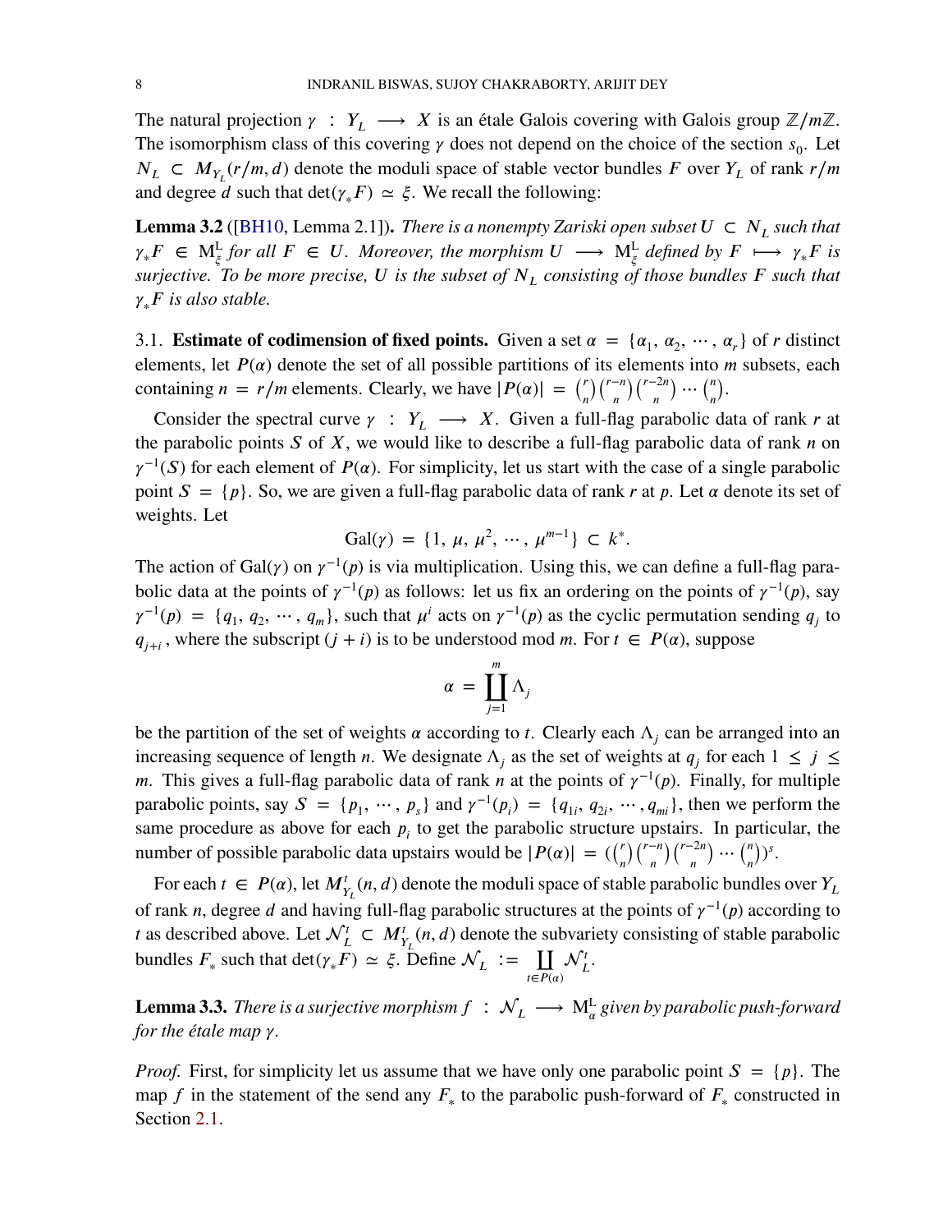The natural projection $\gamma : Y_L \longrightarrow X$ is an étale Galois covering with Galois group $\mathbb{Z}/m\mathbb{Z}$. The isomorphism class of this covering $\gamma$ does not depend on the choice of the section $s_0$. Let $N_L \subset M_{Y_L}(r/m, d)$ denote the moduli space of stable vector bundles $F$ over $Y_L$ of rank $r/m$ and degree $d$ such that $\det(\gamma_* F) \simeq \xi$. We recall the following:

**Lemma 3.2** ([BH10, Lemma 2.1]). *There is a nonempty Zariski open subset $U \subset N_L$ such that $\gamma_* F \in \mathrm{M}^{\mathrm{L}}_{\xi}$ for all $F \in U$. Moreover, the morphism $U \longrightarrow \mathrm{M}^{\mathrm{L}}_{\xi}$ defined by $F \longmapsto \gamma_* F$ is surjective. To be more precise, $U$ is the subset of $N_L$ consisting of those bundles $F$ such that $\gamma_* F$ is also stable.*

3.1. **Estimate of codimension of fixed points.** Given a set $\alpha = \{\alpha_1, \alpha_2, \cdots, \alpha_r\}$ of $r$ distinct elements, let $P(\alpha)$ denote the set of all possible partitions of its elements into $m$ subsets, each containing $n = r/m$ elements. Clearly, we have $|P(\alpha)| = \binom{r}{n}\binom{r-n}{n}\binom{r-2n}{n} \cdots \binom{n}{n}$.

Consider the spectral curve $\gamma : Y_L \longrightarrow X$. Given a full-flag parabolic data of rank $r$ at the parabolic points $S$ of $X$, we would like to describe a full-flag parabolic data of rank $n$ on $\gamma^{-1}(S)$ for each element of $P(\alpha)$. For simplicity, let us start with the case of a single parabolic point $S = \{p\}$. So, we are given a full-flag parabolic data of rank $r$ at $p$. Let $\alpha$ denote its set of weights. Let

$$\mathrm{Gal}(\gamma) = \{1, \mu, \mu^2, \cdots, \mu^{m-1}\} \subset k^*.$$

The action of $\mathrm{Gal}(\gamma)$ on $\gamma^{-1}(p)$ is via multiplication. Using this, we can define a full-flag parabolic data at the points of $\gamma^{-1}(p)$ as follows: let us fix an ordering on the points of $\gamma^{-1}(p)$, say $\gamma^{-1}(p) = \{q_1, q_2, \cdots, q_m\}$, such that $\mu^i$ acts on $\gamma^{-1}(p)$ as the cyclic permutation sending $q_j$ to $q_{j+i}$, where the subscript $(j + i)$ is to be understood mod $m$. For $t \in P(\alpha)$, suppose

$$\alpha = \coprod_{j=1}^{m} \Lambda_j$$

be the partition of the set of weights $\alpha$ according to $t$. Clearly each $\Lambda_j$ can be arranged into an increasing sequence of length $n$. We designate $\Lambda_j$ as the set of weights at $q_j$ for each $1 \leq j \leq m$. This gives a full-flag parabolic data of rank $n$ at the points of $\gamma^{-1}(p)$. Finally, for multiple parabolic points, say $S = \{p_1, \cdots, p_s\}$ and $\gamma^{-1}(p_i) = \{q_{1i}, q_{2i}, \cdots, q_{mi}\}$, then we perform the same procedure as above for each $p_i$ to get the parabolic structure upstairs. In particular, the number of possible parabolic data upstairs would be $|P(\alpha)| = (\binom{r}{n}\binom{r-n}{n}\binom{r-2n}{n} \cdots \binom{n}{n})^s$.

For each $t \in P(\alpha)$, let $M^t_{Y_L}(n, d)$ denote the moduli space of stable parabolic bundles over $Y_L$ of rank $n$, degree $d$ and having full-flag parabolic structures at the points of $\gamma^{-1}(p)$ according to $t$ as described above. Let $\mathcal{N}^t_L \subset M^t_{Y_L}(n, d)$ denote the subvariety consisting of stable parabolic bundles $F_*$ such that $\det(\gamma_* F) \simeq \xi$. Define $\mathcal{N}_L := \coprod_{t \in P(\alpha)} \mathcal{N}^t_L$.

**Lemma 3.3.** *There is a surjective morphism $f : \mathcal{N}_L \longrightarrow \mathrm{M}^{\mathrm{L}}_{\alpha}$ given by parabolic push-forward for the étale map $\gamma$.*

*Proof.* First, for simplicity let us assume that we have only one parabolic point $S = \{p\}$. The map $f$ in the statement of the send any $F_*$ to the parabolic push-forward of $F_*$ constructed in Section 2.1.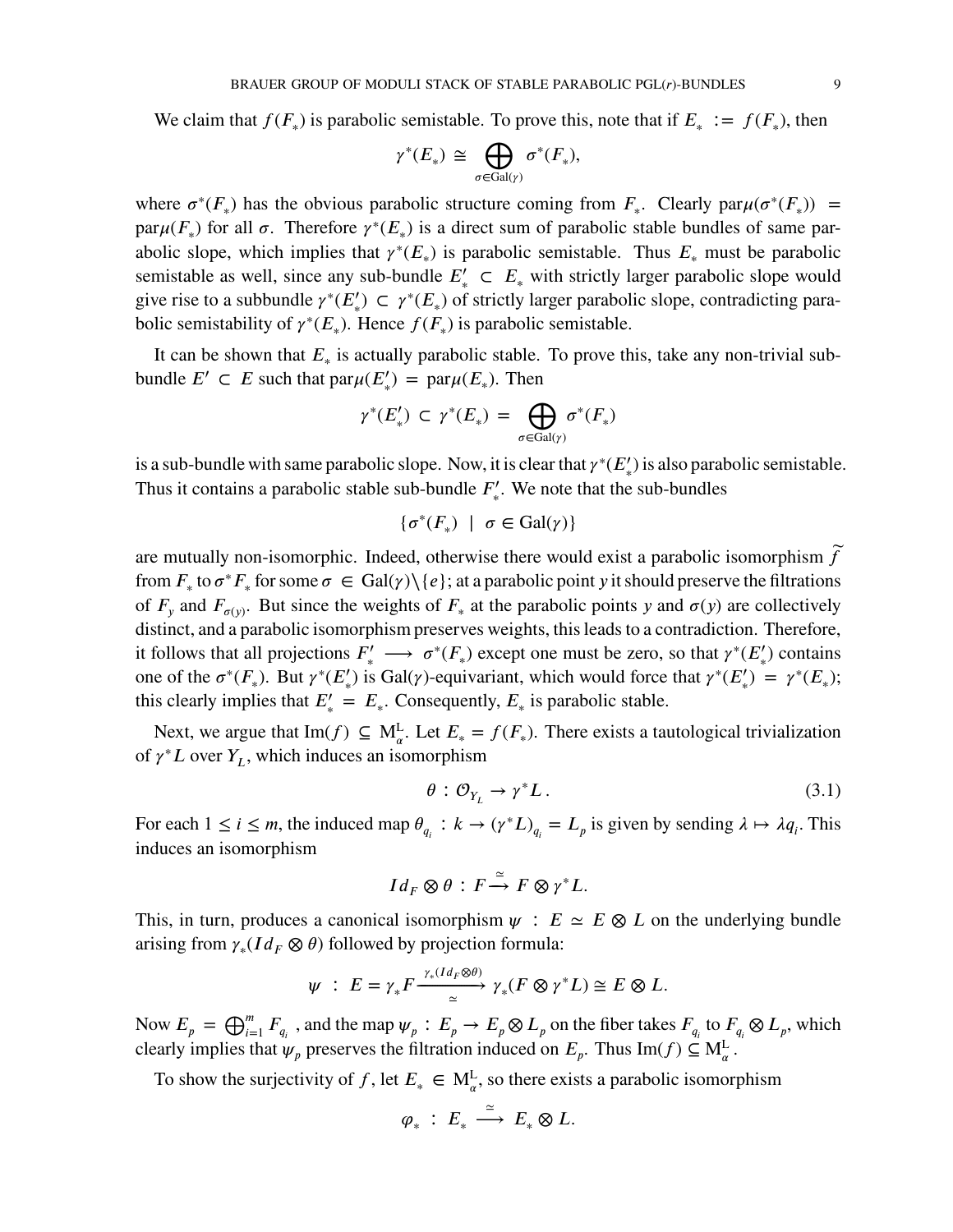We claim that $f(F_*)$ is parabolic semistable. To prove this, note that if $E_* := f(F_*)$, then

$$\gamma^*(E_*) \cong \bigoplus_{\sigma \in \mathrm{Gal}(\gamma)} \sigma^*(F_*),$$

where $\sigma^*(F_*)$ has the obvious parabolic structure coming from $F_*$. Clearly $\mathrm{par}\mu(\sigma^*(F_*)) = \mathrm{par}\mu(F_*)$ for all $\sigma$. Therefore $\gamma^*(E_*)$ is a direct sum of parabolic stable bundles of same parabolic slope, which implies that $\gamma^*(E_*)$ is parabolic semistable. Thus $E_*$ must be parabolic semistable as well, since any sub-bundle $E'_* \subset E_*$ with strictly larger parabolic slope would give rise to a subbundle $\gamma^*(E'_*) \subset \gamma^*(E_*)$ of strictly larger parabolic slope, contradicting parabolic semistability of $\gamma^*(E_*)$. Hence $f(F_*)$ is parabolic semistable.

It can be shown that $E_*$ is actually parabolic stable. To prove this, take any non-trivial sub-bundle $E' \subset E$ such that $\mathrm{par}\mu(E'_*) = \mathrm{par}\mu(E_*)$. Then

$$\gamma^*(E'_*) \subset \gamma^*(E_*) = \bigoplus_{\sigma \in \mathrm{Gal}(\gamma)} \sigma^*(F_*)$$

is a sub-bundle with same parabolic slope. Now, it is clear that $\gamma^*(E'_*)$ is also parabolic semistable. Thus it contains a parabolic stable sub-bundle $F'_*$. We note that the sub-bundles

$$\{\sigma^*(F_*) \ | \ \sigma \in \mathrm{Gal}(\gamma)\}$$

are mutually non-isomorphic. Indeed, otherwise there would exist a parabolic isomorphism $\widetilde{f}$ from $F_*$ to $\sigma^* F_*$ for some $\sigma \in \mathrm{Gal}(\gamma)\backslash\{e\}$; at a parabolic point $y$ it should preserve the filtrations of $F_y$ and $F_{\sigma(y)}$. But since the weights of $F_*$ at the parabolic points $y$ and $\sigma(y)$ are collectively distinct, and a parabolic isomorphism preserves weights, this leads to a contradiction. Therefore, it follows that all projections $F'_* \longrightarrow \sigma^*(F_*)$ except one must be zero, so that $\gamma^*(E'_*)$ contains one of the $\sigma^*(F_*)$. But $\gamma^*(E'_*)$ is $\mathrm{Gal}(\gamma)$-equivariant, which would force that $\gamma^*(E'_*) = \gamma^*(E_*)$; this clearly implies that $E'_* = E_*$. Consequently, $E_*$ is parabolic stable.

Next, we argue that $\mathrm{Im}(f) \subseteq \mathrm{M}^{\mathrm{L}}_{\alpha}$. Let $E_* = f(F_*)$. There exists a tautological trivialization of $\gamma^* L$ over $Y_L$, which induces an isomorphism

$$\theta : \mathcal{O}_{Y_L} \to \gamma^* L\,. \tag{3.1}$$

For each $1 \leq i \leq m$, the induced map $\theta_{q_i} : k \to (\gamma^* L)_{q_i} = L_p$ is given by sending $\lambda \mapsto \lambda q_i$. This induces an isomorphism

$$Id_F \otimes \theta : F \xrightarrow{\simeq} F \otimes \gamma^* L.$$

This, in turn, produces a canonical isomorphism $\psi : E \simeq E \otimes L$ on the underlying bundle arising from $\gamma_*(Id_F \otimes \theta)$ followed by projection formula:

$$\psi \ : \ E = \gamma_* F \xrightarrow[\simeq]{\gamma_*(Id_F \otimes \theta)} \gamma_*(F \otimes \gamma^* L) \cong E \otimes L.$$

Now $E_p = \bigoplus_{i=1}^m F_{q_i}$ , and the map $\psi_p : E_p \to E_p \otimes L_p$ on the fiber takes $F_{q_i}$ to $F_{q_i} \otimes L_p$, which clearly implies that $\psi_p$ preserves the filtration induced on $E_p$. Thus $\mathrm{Im}(f) \subseteq \mathrm{M}^{\mathrm{L}}_{\alpha}$.

To show the surjectivity of $f$, let $E_* \in \mathrm{M}^{\mathrm{L}}_{\alpha}$, so there exists a parabolic isomorphism

$$\varphi_* \ : \ E_* \xrightarrow{\ \simeq\ } E_* \otimes L.$$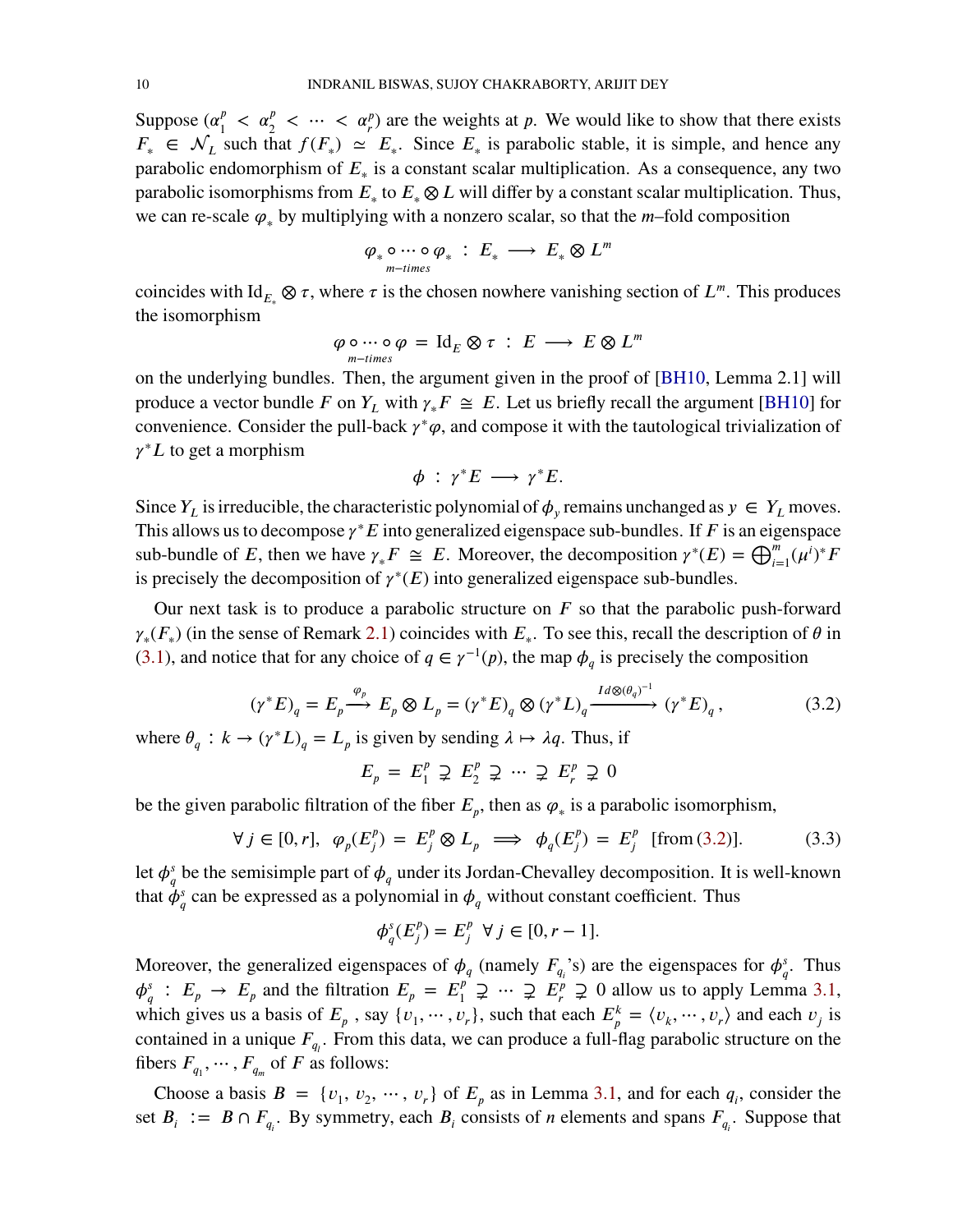Suppose $(\alpha_1^p < \alpha_2^p < \cdots < \alpha_r^p)$ are the weights at $p$. We would like to show that there exists $F_* \in \mathcal{N}_L$ such that $f(F_*) \simeq E_*$. Since $E_*$ is parabolic stable, it is simple, and hence any parabolic endomorphism of $E_*$ is a constant scalar multiplication. As a consequence, any two parabolic isomorphisms from $E_*$ to $E_* \otimes L$ will differ by a constant scalar multiplication. Thus, we can re-scale $\varphi_*$ by multiplying with a nonzero scalar, so that the $m$–fold composition

$$\underbrace{\varphi_* \circ \cdots \circ \varphi_*}_{m-times} \, : \, E_* \longrightarrow E_* \otimes L^m$$

coincides with $\mathrm{Id}_{E_*} \otimes \tau$, where $\tau$ is the chosen nowhere vanishing section of $L^m$. This produces the isomorphism

$$\underbrace{\varphi \circ \cdots \circ \varphi}_{m-times} \, = \, \mathrm{Id}_E \otimes \tau \, : \, E \longrightarrow E \otimes L^m$$

on the underlying bundles. Then, the argument given in the proof of [BH10, Lemma 2.1] will produce a vector bundle $F$ on $Y_L$ with $\gamma_* F \cong E$. Let us briefly recall the argument [BH10] for convenience. Consider the pull-back $\gamma^*\varphi$, and compose it with the tautological trivialization of $\gamma^* L$ to get a morphism

$$\phi \, : \, \gamma^* E \longrightarrow \gamma^* E.$$

Since $Y_L$ is irreducible, the characteristic polynomial of $\phi_y$ remains unchanged as $y \in Y_L$ moves. This allows us to decompose $\gamma^* E$ into generalized eigenspace sub-bundles. If $F$ is an eigenspace sub-bundle of $E$, then we have $\gamma_* F \cong E$. Moreover, the decomposition $\gamma^*(E) = \bigoplus_{i=1}^m (\mu^i)^* F$ is precisely the decomposition of $\gamma^*(E)$ into generalized eigenspace sub-bundles.

Our next task is to produce a parabolic structure on $F$ so that the parabolic push-forward $\gamma_*(F_*)$ (in the sense of Remark 2.1) coincides with $E_*$. To see this, recall the description of $\theta$ in (3.1), and notice that for any choice of $q \in \gamma^{-1}(p)$, the map $\phi_q$ is precisely the composition

$$(\gamma^* E)_q = E_p \xrightarrow{\varphi_p} E_p \otimes L_p = (\gamma^* E)_q \otimes (\gamma^* L)_q \xrightarrow{Id \otimes (\theta_q)^{-1}} (\gamma^* E)_q \, , \tag{3.2}$$

where $\theta_q : k \to (\gamma^* L)_q = L_p$ is given by sending $\lambda \mapsto \lambda q$. Thus, if

$$E_p \, = \, E_1^p \supsetneq E_2^p \supsetneq \cdots \supsetneq E_r^p \supsetneq 0$$

be the given parabolic filtration of the fiber $E_p$, then as $\varphi_*$ is a parabolic isomorphism,

$$\forall\, j \in [0, r], \;\; \varphi_p(E_j^p) \, = \, E_j^p \otimes L_p \implies \phi_q(E_j^p) \, = \, E_j^p \;\; [\text{from (3.2)}]. \tag{3.3}$$

let $\phi_q^s$ be the semisimple part of $\phi_q$ under its Jordan-Chevalley decomposition. It is well-known that $\phi_q^s$ can be expressed as a polynomial in $\phi_q$ without constant coefficient. Thus

$$\phi_q^s(E_j^p) = E_j^p \;\; \forall\, j \in [0, r-1].$$

Moreover, the generalized eigenspaces of $\phi_q$ (namely $F_{q_i}$'s) are the eigenspaces for $\phi_q^s$. Thus $\phi_q^s : E_p \to E_p$ and the filtration $E_p = E_1^p \supsetneq \cdots \supsetneq E_r^p \supsetneq 0$ allow us to apply Lemma 3.1, which gives us a basis of $E_p$ , say $\{v_1, \cdots, v_r\}$, such that each $E_p^k = \langle v_k, \cdots, v_r \rangle$ and each $v_j$ is contained in a unique $F_{q_l}$. From this data, we can produce a full-flag parabolic structure on the fibers $F_{q_1}, \cdots, F_{q_m}$ of $F$ as follows:

Choose a basis $B = \{v_1, v_2, \cdots, v_r\}$ of $E_p$ as in Lemma 3.1, and for each $q_i$, consider the set $B_i := B \cap F_{q_i}$. By symmetry, each $B_i$ consists of $n$ elements and spans $F_{q_i}$. Suppose that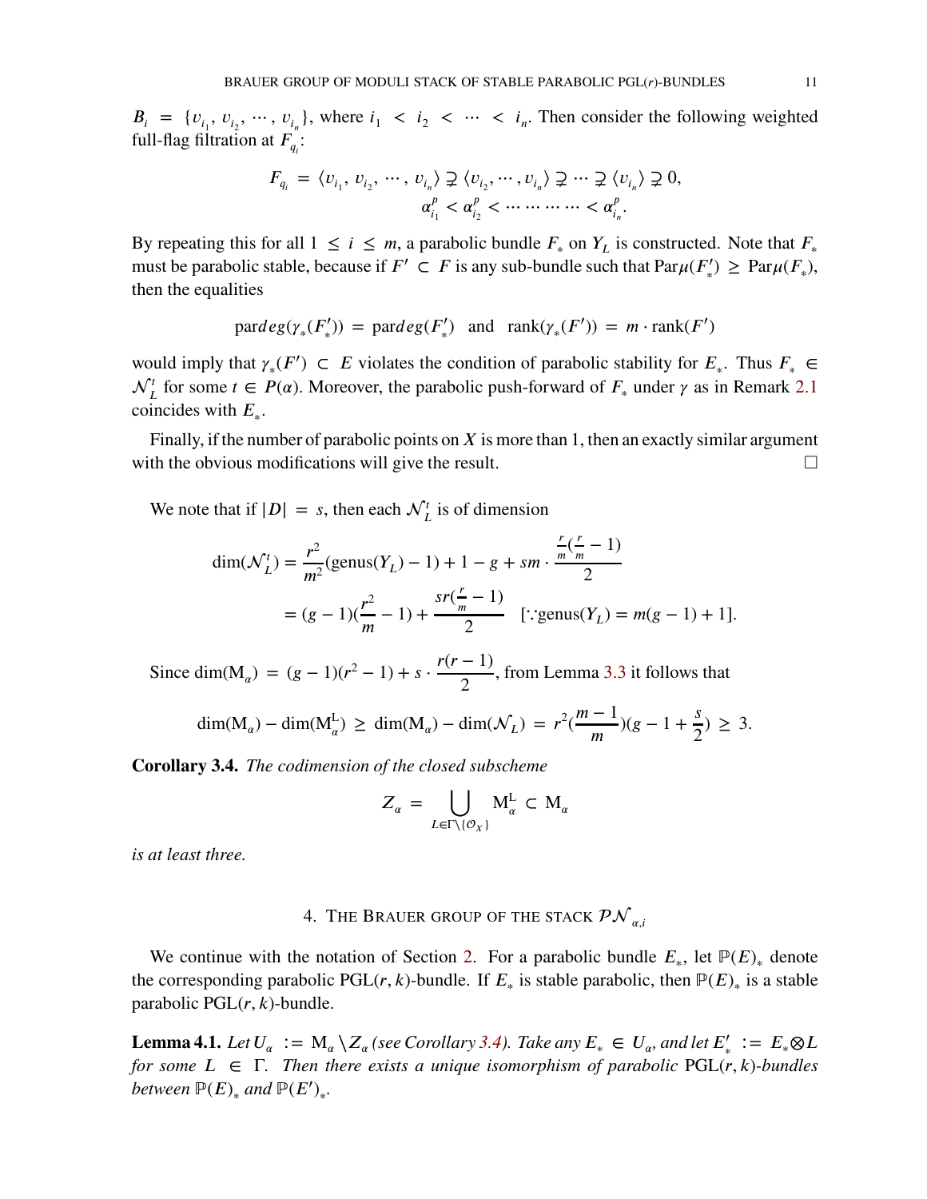$B_i = \{v_{i_1}, v_{i_2}, \cdots, v_{i_n}\}$, where $i_1 < i_2 < \cdots < i_n$. Then consider the following weighted full-flag filtration at $F_{q_i}$:

$$F_{q_i} = \langle v_{i_1}, v_{i_2}, \cdots, v_{i_n}\rangle \supsetneq \langle v_{i_2}, \cdots, v_{i_n}\rangle \supsetneq \cdots \supsetneq \langle v_{i_n}\rangle \supsetneq 0,$$
$$\alpha^p_{i_1} < \alpha^p_{i_2} < \cdots \cdots \cdots < \alpha^p_{i_n}.$$

By repeating this for all $1 \leq i \leq m$, a parabolic bundle $F_*$ on $Y_L$ is constructed. Note that $F_*$ must be parabolic stable, because if $F' \subset F$ is any sub-bundle such that $\mathrm{Par}\mu(F'_*) \geq \mathrm{Par}\mu(F_*)$, then the equalities

$$\mathrm{par}deg(\gamma_*(F'_*)) = \mathrm{par}deg(F'_*) \quad \text{and} \quad \mathrm{rank}(\gamma_*(F')) = m \cdot \mathrm{rank}(F')$$

would imply that $\gamma_*(F') \subset E$ violates the condition of parabolic stability for $E_*$. Thus $F_* \in \mathcal{N}^t_L$ for some $t \in P(\alpha)$. Moreover, the parabolic push-forward of $F_*$ under $\gamma$ as in Remark 2.1 coincides with $E_*$.

Finally, if the number of parabolic points on $X$ is more than 1, then an exactly similar argument with the obvious modifications will give the result. $\square$

We note that if $|D| = s$, then each $\mathcal{N}^t_L$ is of dimension

$$\begin{aligned}\dim(\mathcal{N}^t_L) &= \frac{r^2}{m^2}(\mathrm{genus}(Y_L) - 1) + 1 - g + sm \cdot \frac{\frac{r}{m}(\frac{r}{m} - 1)}{2} \\ &= (g-1)(\frac{r^2}{m} - 1) + \frac{sr(\frac{r}{m} - 1)}{2} \quad [\because \mathrm{genus}(Y_L) = m(g-1) + 1].\end{aligned}$$

Since $\dim(\mathrm{M}_\alpha) = (g-1)(r^2 - 1) + s \cdot \dfrac{r(r-1)}{2}$, from Lemma 3.3 it follows that

$$\dim(\mathrm{M}_\alpha) - \dim(\mathrm{M}^{\mathrm{L}}_\alpha) \geq \dim(\mathrm{M}_\alpha) - \dim(\mathcal{N}_L) = r^2(\frac{m-1}{m})(g - 1 + \frac{s}{2}) \geq 3.$$

**Corollary 3.4.** *The codimension of the closed subscheme*

$$Z_\alpha = \bigcup_{L \in \Gamma \setminus \{\mathcal{O}_X\}} \mathrm{M}^{\mathrm{L}}_\alpha \subset \mathrm{M}_\alpha$$

*is at least three.*

## 4. The Brauer group of the stack $\mathcal{PN}_{\alpha,i}$

We continue with the notation of Section 2. For a parabolic bundle $E_*$, let $\mathbb{P}(E)_*$ denote the corresponding parabolic $\mathrm{PGL}(r,k)$-bundle. If $E_*$ is stable parabolic, then $\mathbb{P}(E)_*$ is a stable parabolic $\mathrm{PGL}(r,k)$-bundle.

**Lemma 4.1.** *Let $U_\alpha := \mathrm{M}_\alpha \setminus Z_\alpha$ (see Corollary 3.4). Take any $E_* \in U_\alpha$, and let $E'_* := E_* \otimes L$ for some $L \in \Gamma$. Then there exists a unique isomorphism of parabolic $\mathrm{PGL}(r,k)$-bundles between $\mathbb{P}(E)_*$ and $\mathbb{P}(E')_*$.*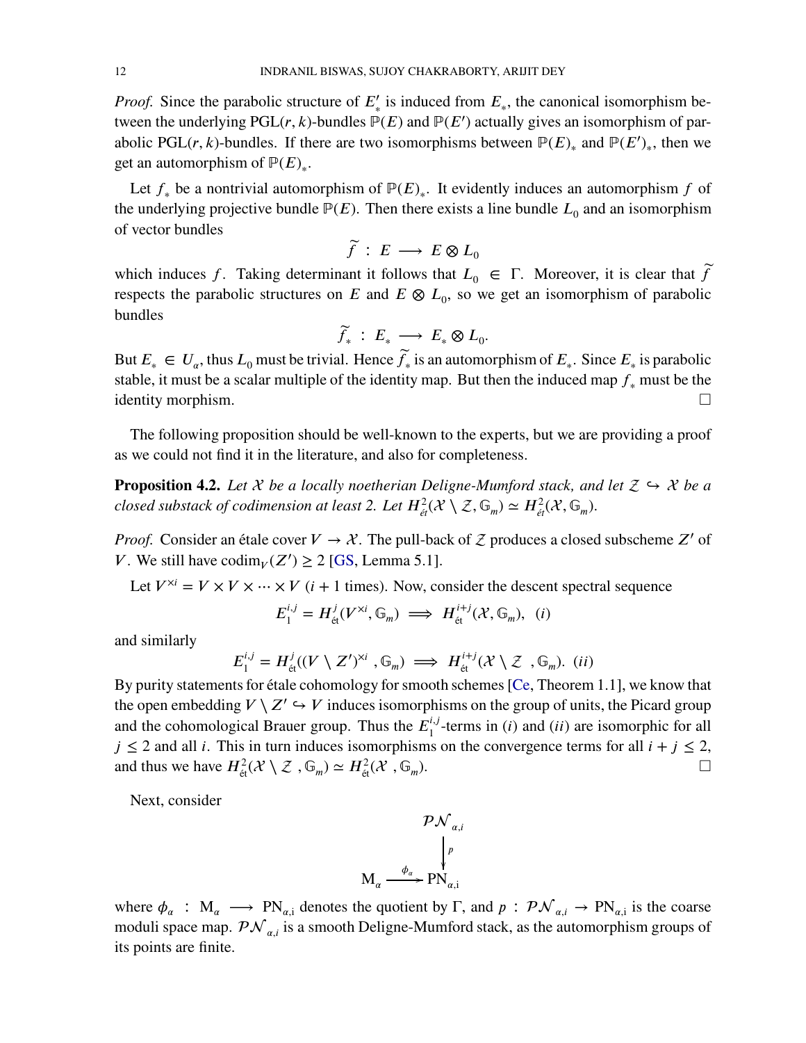*Proof.* Since the parabolic structure of $E'_*$ is induced from $E_*$, the canonical isomorphism between the underlying $\mathrm{PGL}(r,k)$-bundles $\mathbb{P}(E)$ and $\mathbb{P}(E')$ actually gives an isomorphism of parabolic $\mathrm{PGL}(r,k)$-bundles. If there are two isomorphisms between $\mathbb{P}(E)_*$ and $\mathbb{P}(E')_*$, then we get an automorphism of $\mathbb{P}(E)_*$.

Let $f_*$ be a nontrivial automorphism of $\mathbb{P}(E)_*$. It evidently induces an automorphism $f$ of the underlying projective bundle $\mathbb{P}(E)$. Then there exists a line bundle $L_0$ and an isomorphism of vector bundles

$$\widetilde{f}\ :\ E \longrightarrow E \otimes L_0$$

which induces $f$. Taking determinant it follows that $L_0 \in \Gamma$. Moreover, it is clear that $\widetilde{f}$ respects the parabolic structures on $E$ and $E \otimes L_0$, so we get an isomorphism of parabolic bundles

$$\widetilde{f}_*\ :\ E_* \longrightarrow E_* \otimes L_0.$$

But $E_* \in U_\alpha$, thus $L_0$ must be trivial. Hence $\widetilde{f}_*$ is an automorphism of $E_*$. Since $E_*$ is parabolic stable, it must be a scalar multiple of the identity map. But then the induced map $f_*$ must be the identity morphism. $\square$

The following proposition should be well-known to the experts, but we are providing a proof as we could not find it in the literature, and also for completeness.

**Proposition 4.2.** *Let $\mathcal{X}$ be a locally noetherian Deligne-Mumford stack, and let $\mathcal{Z} \hookrightarrow \mathcal{X}$ be a closed substack of codimension at least 2. Let $H^2_{ét}(\mathcal{X} \setminus \mathcal{Z}, \mathbb{G}_m) \simeq H^2_{ét}(\mathcal{X}, \mathbb{G}_m)$.*

*Proof.* Consider an étale cover $V \to \mathcal{X}$. The pull-back of $\mathcal{Z}$ produces a closed subscheme $Z'$ of $V$. We still have $\mathrm{codim}_V(Z') \geq 2$ [GS, Lemma 5.1].

Let $V^{\times i} = V \times V \times \cdots \times V$ ($i+1$ times). Now, consider the descent spectral sequence

$$E_1^{i,j} = H^j_{\text{ét}}(V^{\times i}, \mathbb{G}_m) \implies H^{i+j}_{\text{ét}}(\mathcal{X}, \mathbb{G}_m), \ \ (i)$$

and similarly

$$E_1^{i,j} = H^j_{\text{ét}}((V \setminus Z')^{\times i}, \mathbb{G}_m) \implies H^{i+j}_{\text{ét}}(\mathcal{X} \setminus \mathcal{Z}, \mathbb{G}_m). \ \ (ii)$$

By purity statements for étale cohomology for smooth schemes [Ce, Theorem 1.1], we know that the open embedding $V \setminus Z' \hookrightarrow V$ induces isomorphisms on the group of units, the Picard group and the cohomological Brauer group. Thus the $E_1^{i,j}$-terms in $(i)$ and $(ii)$ are isomorphic for all $j \leq 2$ and all $i$. This in turn induces isomorphisms on the convergence terms for all $i + j \leq 2$, and thus we have $H^2_{\text{ét}}(\mathcal{X} \setminus \mathcal{Z}, \mathbb{G}_m) \simeq H^2_{\text{ét}}(\mathcal{X}, \mathbb{G}_m)$. $\square$

Next, consider

$$\begin{array}{ccc} & & \mathcal{PN}_{\alpha,i} \\ & & \big\downarrow p \\ \mathrm{M}_\alpha & \xrightarrow{\ \phi_\alpha\ } & \mathrm{PN}_{\alpha,\mathrm{i}} \end{array}$$

where $\phi_\alpha\ :\ \mathrm{M}_\alpha \longrightarrow \mathrm{PN}_{\alpha,\mathrm{i}}$ denotes the quotient by $\Gamma$, and $p\ :\ \mathcal{PN}_{\alpha,i} \to \mathrm{PN}_{\alpha,\mathrm{i}}$ is the coarse moduli space map. $\mathcal{PN}_{\alpha,i}$ is a smooth Deligne-Mumford stack, as the automorphism groups of its points are finite.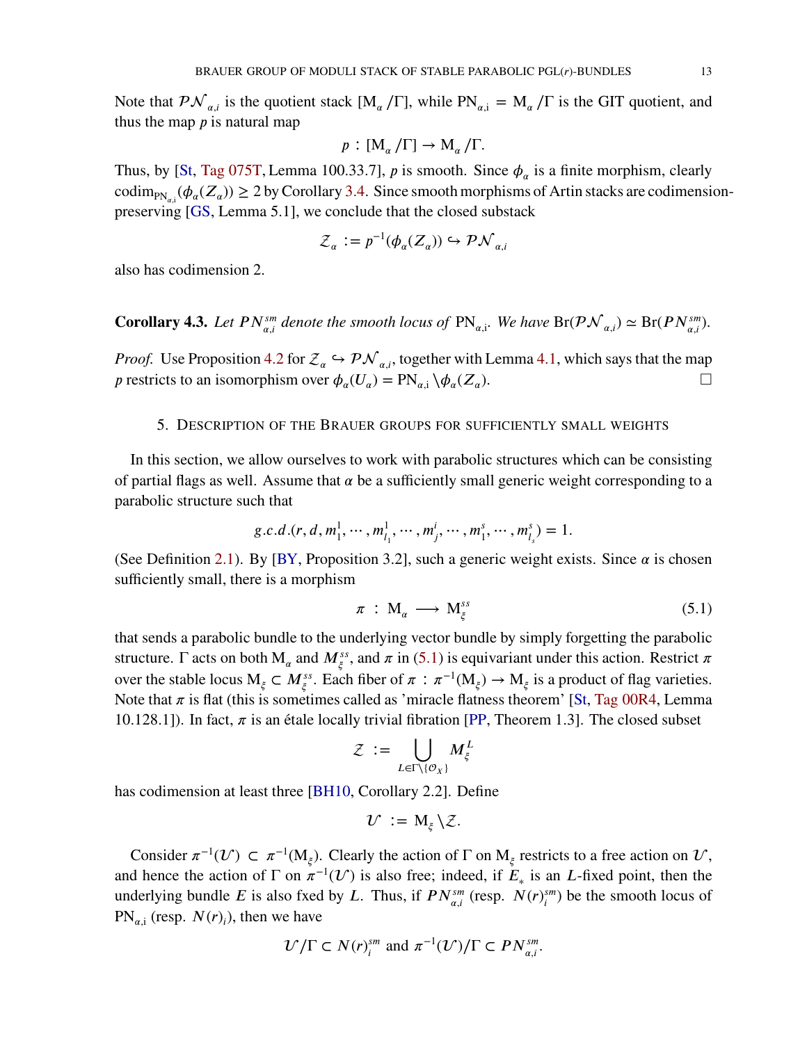Note that $\mathcal{PN}_{\alpha,i}$ is the quotient stack $[\mathrm{M}_\alpha/\Gamma]$, while $\mathrm{PN}_{\alpha,\mathrm{i}} = \mathrm{M}_\alpha/\Gamma$ is the GIT quotient, and thus the map $p$ is natural map

$$p : [\mathrm{M}_\alpha/\Gamma] \to \mathrm{M}_\alpha/\Gamma.$$

Thus, by [St, Tag 075T, Lemma 100.33.7], $p$ is smooth. Since $\phi_\alpha$ is a finite morphism, clearly $\operatorname{codim}_{\mathrm{PN}_{\alpha,\mathrm{i}}}(\phi_\alpha(Z_\alpha)) \geq 2$ by Corollary 3.4. Since smooth morphisms of Artin stacks are codimension-preserving [GS, Lemma 5.1], we conclude that the closed substack

$$\mathcal{Z}_\alpha := p^{-1}(\phi_\alpha(Z_\alpha)) \hookrightarrow \mathcal{PN}_{\alpha,i}$$

also has codimension 2.

**Corollary 4.3.** *Let $PN^{sm}_{\alpha,i}$ denote the smooth locus of $\mathrm{PN}_{\alpha,\mathrm{i}}$. We have $\mathrm{Br}(\mathcal{PN}_{\alpha,i}) \simeq \mathrm{Br}(PN^{sm}_{\alpha,i})$.*

*Proof.* Use Proposition 4.2 for $\mathcal{Z}_\alpha \hookrightarrow \mathcal{PN}_{\alpha,i}$, together with Lemma 4.1, which says that the map $p$ restricts to an isomorphism over $\phi_\alpha(U_\alpha) = \mathrm{PN}_{\alpha,\mathrm{i}} \setminus \phi_\alpha(Z_\alpha)$. □

## 5. Description of the Brauer groups for sufficiently small weights

In this section, we allow ourselves to work with parabolic structures which can be consisting of partial flags as well. Assume that $\alpha$ be a sufficiently small generic weight corresponding to a parabolic structure such that

$$g.c.d.(r, d, m^1_1, \cdots, m^1_{l_1}, \cdots, m^i_j, \cdots, m^s_1, \cdots, m^s_{l_s}) = 1.$$

(See Definition 2.1). By [BY, Proposition 3.2], such a generic weight exists. Since $\alpha$ is chosen sufficiently small, there is a morphism

$$\pi \ : \ \mathrm{M}_\alpha \longrightarrow \mathrm{M}^{ss}_\xi \tag{5.1}$$

that sends a parabolic bundle to the underlying vector bundle by simply forgetting the parabolic structure. $\Gamma$ acts on both $\mathrm{M}_\alpha$ and $M^{ss}_\xi$, and $\pi$ in (5.1) is equivariant under this action. Restrict $\pi$ over the stable locus $\mathrm{M}_\xi \subset M^{ss}_\xi$. Each fiber of $\pi : \pi^{-1}(\mathrm{M}_\xi) \to \mathrm{M}_\xi$ is a product of flag varieties. Note that $\pi$ is flat (this is sometimes called as 'miracle flatness theorem' [St, Tag 00R4, Lemma 10.128.1]). In fact, $\pi$ is an étale locally trivial fibration [PP, Theorem 1.3]. The closed subset

$$\mathcal{Z} := \bigcup_{L \in \Gamma \setminus \{\mathcal{O}_X\}} M^L_\xi$$

has codimension at least three [BH10, Corollary 2.2]. Define

$$\mathcal{U} := \mathrm{M}_\xi \setminus \mathcal{Z}.$$

Consider $\pi^{-1}(\mathcal{U}) \subset \pi^{-1}(\mathrm{M}_\xi)$. Clearly the action of $\Gamma$ on $\mathrm{M}_\xi$ restricts to a free action on $\mathcal{U}$, and hence the action of $\Gamma$ on $\pi^{-1}(\mathcal{U})$ is also free; indeed, if $E_*$ is an $L$-fixed point, then the underlying bundle $E$ is also fxed by $L$. Thus, if $PN^{sm}_{\alpha,i}$ (resp. $N(r)^{sm}_i$) be the smooth locus of $\mathrm{PN}_{\alpha,\mathrm{i}}$ (resp. $N(r)_i$), then we have

$$\mathcal{U}/\Gamma \subset N(r)^{sm}_i \text{ and } \pi^{-1}(\mathcal{U})/\Gamma \subset PN^{sm}_{\alpha,i}.$$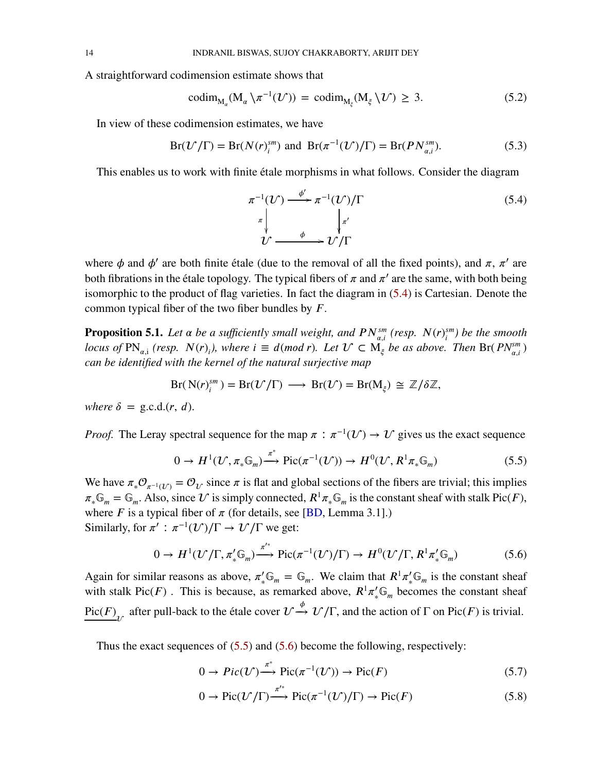A straightforward codimension estimate shows that

$$\mathrm{codim}_{\mathrm{M}_\alpha}(\mathrm{M}_\alpha \setminus \pi^{-1}(\mathcal{U})) = \mathrm{codim}_{\mathrm{M}_\xi}(\mathrm{M}_\xi \setminus \mathcal{U}) \geq 3. \tag{5.2}$$

In view of these codimension estimates, we have

$$\mathrm{Br}(\mathcal{U}/\Gamma) = \mathrm{Br}(N(r)_i^{sm}) \text{ and } \mathrm{Br}(\pi^{-1}(\mathcal{U})/\Gamma) = \mathrm{Br}(PN_{\alpha,i}^{sm}). \tag{5.3}$$

This enables us to work with finite étale morphisms in what follows. Consider the diagram

$$\begin{array}{ccc} \pi^{-1}(\mathcal{U}) & \xrightarrow{\phi'} & \pi^{-1}(\mathcal{U})/\Gamma \\ \downarrow{\scriptstyle \pi} & & \downarrow{\scriptstyle \pi'} \\ \mathcal{U} & \xrightarrow{\phi} & \mathcal{U}/\Gamma \end{array} \tag{5.4}$$

where $\phi$ and $\phi'$ are both finite étale (due to the removal of all the fixed points), and $\pi$, $\pi'$ are both fibrations in the étale topology. The typical fibers of $\pi$ and $\pi'$ are the same, with both being isomorphic to the product of flag varieties. In fact the diagram in (5.4) is Cartesian. Denote the common typical fiber of the two fiber bundles by $F$.

**Proposition 5.1.** *Let $\alpha$ be a sufficiently small weight, and $PN_{\alpha,i}^{sm}$ (resp. $N(r)_i^{sm}$) be the smooth locus of $\mathrm{PN}_{\alpha,\mathrm{i}}$ (resp. $N(r)_i$), where $i \equiv d (mod\, r)$. Let $\mathcal{U} \subset \mathrm{M}_\xi$ be as above. Then $\mathrm{Br}(PN_{\alpha,i}^{sm})$ can be identified with the kernel of the natural surjective map*

$$\mathrm{Br}(\mathrm{N}(r)_i^{sm}) = \mathrm{Br}(\mathcal{U}/\Gamma) \longrightarrow \mathrm{Br}(\mathcal{U}) = \mathrm{Br}(\mathrm{M}_\xi) \cong \mathbb{Z}/\delta\mathbb{Z},$$

*where $\delta = \mathrm{g.c.d.}(r, d)$.*

*Proof.* The Leray spectral sequence for the map $\pi : \pi^{-1}(\mathcal{U}) \to \mathcal{U}$ gives us the exact sequence

$$0 \to H^1(\mathcal{U}, \pi_* \mathbb{G}_m) \xrightarrow{\pi^*} \mathrm{Pic}(\pi^{-1}(\mathcal{U})) \to H^0(\mathcal{U}, R^1\pi_*\mathbb{G}_m) \tag{5.5}$$

We have $\pi_* \mathcal{O}_{\pi^{-1}(\mathcal{U})} = \mathcal{O}_{\mathcal{U}}$ since $\pi$ is flat and global sections of the fibers are trivial; this implies $\pi_*\mathbb{G}_m = \mathbb{G}_m$. Also, since $\mathcal{U}$ is simply connected, $R^1\pi_*\mathbb{G}_m$ is the constant sheaf with stalk $\mathrm{Pic}(F)$, where $F$ is a typical fiber of $\pi$ (for details, see [BD, Lemma 3.1].)
Similarly, for $\pi' : \pi^{-1}(\mathcal{U})/\Gamma \to \mathcal{U}/\Gamma$ we get:

$$0 \to H^1(\mathcal{U}/\Gamma, \pi'_*\mathbb{G}_m) \xrightarrow{\pi'^*} \mathrm{Pic}(\pi^{-1}(\mathcal{U})/\Gamma) \to H^0(\mathcal{U}/\Gamma, R^1\pi'_*\mathbb{G}_m) \tag{5.6}$$

Again for similar reasons as above, $\pi'_*\mathbb{G}_m = \mathbb{G}_m$. We claim that $R^1\pi'_*\mathbb{G}_m$ is the constant sheaf with stalk $\mathrm{Pic}(F)$ . This is because, as remarked above, $R^1\pi'_*\mathbb{G}_m$ becomes the constant sheaf $\underline{\mathrm{Pic}(F)}_{\mathcal{U}}$ after pull-back to the étale cover $\mathcal{U} \xrightarrow{\phi} \mathcal{U}/\Gamma$, and the action of $\Gamma$ on $\mathrm{Pic}(F)$ is trivial.

Thus the exact sequences of (5.5) and (5.6) become the following, respectively:

$$0 \to Pic(\mathcal{U}) \xrightarrow{\pi^*} \mathrm{Pic}(\pi^{-1}(\mathcal{U})) \to \mathrm{Pic}(F) \tag{5.7}$$

$$0 \to \mathrm{Pic}(\mathcal{U}/\Gamma) \xrightarrow{\pi'^*} \mathrm{Pic}(\pi^{-1}(\mathcal{U})/\Gamma) \to \mathrm{Pic}(F) \tag{5.8}$$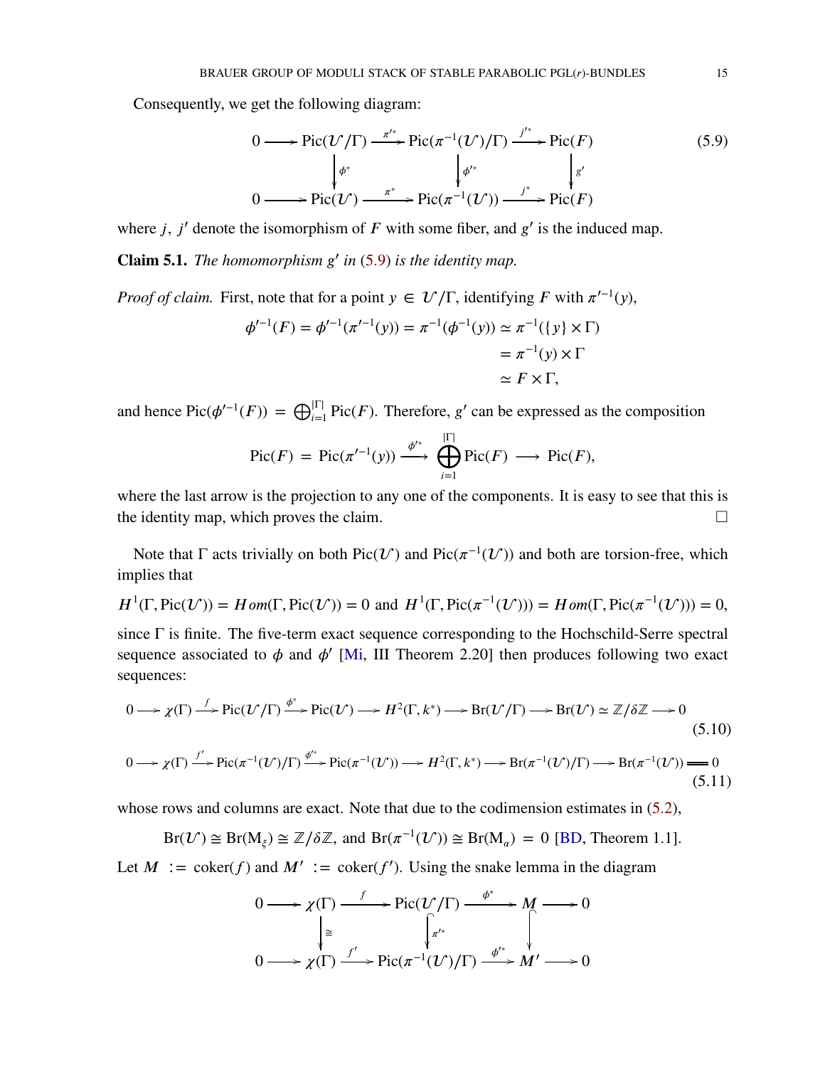Consequently, we get the following diagram:

$$
\begin{array}{ccccccc}
0 & \longrightarrow & \mathrm{Pic}(\mathcal{U}/\Gamma) & \xrightarrow{\pi'^*} & \mathrm{Pic}(\pi^{-1}(\mathcal{U})/\Gamma) & \xrightarrow{j'^*} & \mathrm{Pic}(F) \\
 & & \downarrow{\scriptstyle \phi^*} & & \downarrow{\scriptstyle \phi'^*} & & \downarrow{\scriptstyle g'} \\
0 & \longrightarrow & \mathrm{Pic}(\mathcal{U}) & \xrightarrow{\pi^*} & \mathrm{Pic}(\pi^{-1}(\mathcal{U})) & \xrightarrow{j^*} & \mathrm{Pic}(F)
\end{array}
\tag{5.9}
$$

where $j,\ j'$ denote the isomorphism of $F$ with some fiber, and $g'$ is the induced map.

**Claim 5.1.** *The homomorphism $g'$ in (5.9) is the identity map.*

*Proof of claim.* First, note that for a point $y \in \mathcal{U}/\Gamma$, identifying $F$ with $\pi'^{-1}(y)$,

$$
\begin{aligned}
\phi'^{-1}(F) = \phi'^{-1}(\pi'^{-1}(y)) = \pi^{-1}(\phi^{-1}(y)) &\simeq \pi^{-1}(\{y\} \times \Gamma) \\
&= \pi^{-1}(y) \times \Gamma \\
&\simeq F \times \Gamma,
\end{aligned}
$$

and hence $\mathrm{Pic}(\phi'^{-1}(F)) = \bigoplus_{i=1}^{|\Gamma|} \mathrm{Pic}(F)$. Therefore, $g'$ can be expressed as the composition

$$
\mathrm{Pic}(F) = \mathrm{Pic}(\pi'^{-1}(y)) \xrightarrow{\phi'^*} \bigoplus_{i=1}^{|\Gamma|} \mathrm{Pic}(F) \longrightarrow \mathrm{Pic}(F),
$$

where the last arrow is the projection to any one of the components. It is easy to see that this is the identity map, which proves the claim. □

Note that $\Gamma$ acts trivially on both $\mathrm{Pic}(\mathcal{U})$ and $\mathrm{Pic}(\pi^{-1}(\mathcal{U}))$ and both are torsion-free, which implies that

$$
H^1(\Gamma, \mathrm{Pic}(\mathcal{U})) = Hom(\Gamma, \mathrm{Pic}(\mathcal{U})) = 0 \text{ and } H^1(\Gamma, \mathrm{Pic}(\pi^{-1}(\mathcal{U}))) = Hom(\Gamma, \mathrm{Pic}(\pi^{-1}(\mathcal{U}))) = 0,
$$

since $\Gamma$ is finite. The five-term exact sequence corresponding to the Hochschild-Serre spectral sequence associated to $\phi$ and $\phi'$ [Mi, III Theorem 2.20] then produces following two exact sequences:

$$
0 \longrightarrow \chi(\Gamma) \xrightarrow{f} \mathrm{Pic}(\mathcal{U}/\Gamma) \xrightarrow{\phi^*} \mathrm{Pic}(\mathcal{U}) \longrightarrow H^2(\Gamma, k^*) \longrightarrow \mathrm{Br}(\mathcal{U}/\Gamma) \longrightarrow \mathrm{Br}(\mathcal{U}) \simeq \mathbb{Z}/\delta\mathbb{Z} \longrightarrow 0 \tag{5.10}
$$

$$
0 \longrightarrow \chi(\Gamma) \xrightarrow{f'} \mathrm{Pic}(\pi^{-1}(\mathcal{U})/\Gamma) \xrightarrow{\phi'^*} \mathrm{Pic}(\pi^{-1}(\mathcal{U})) \longrightarrow H^2(\Gamma, k^*) \longrightarrow \mathrm{Br}(\pi^{-1}(\mathcal{U})/\Gamma) \longrightarrow \mathrm{Br}(\pi^{-1}(\mathcal{U})) = 0 \tag{5.11}
$$

whose rows and columns are exact. Note that due to the codimension estimates in (5.2),

$$
\mathrm{Br}(\mathcal{U}) \cong \mathrm{Br}(\mathrm{M}_\xi) \cong \mathbb{Z}/\delta\mathbb{Z}, \text{ and } \mathrm{Br}(\pi^{-1}(\mathcal{U})) \cong \mathrm{Br}(\mathrm{M}_\alpha) = 0 \text{ [BD, Theorem 1.1].}
$$

Let $M := \mathrm{coker}(f)$ and $M' := \mathrm{coker}(f')$. Using the snake lemma in the diagram

$$
\begin{array}{ccccccccc}
0 & \longrightarrow & \chi(\Gamma) & \xrightarrow{f} & \mathrm{Pic}(\mathcal{U}/\Gamma) & \xrightarrow{\phi^*} & M & \longrightarrow & 0 \\
 & & \downarrow{\scriptstyle \cong} & & \downarrow{\scriptstyle \pi'^*} & & \downarrow & & \\
0 & \longrightarrow & \chi(\Gamma) & \xrightarrow{f'} & \mathrm{Pic}(\pi^{-1}(\mathcal{U})/\Gamma) & \xrightarrow{\phi'^*} & M' & \longrightarrow & 0
\end{array}
$$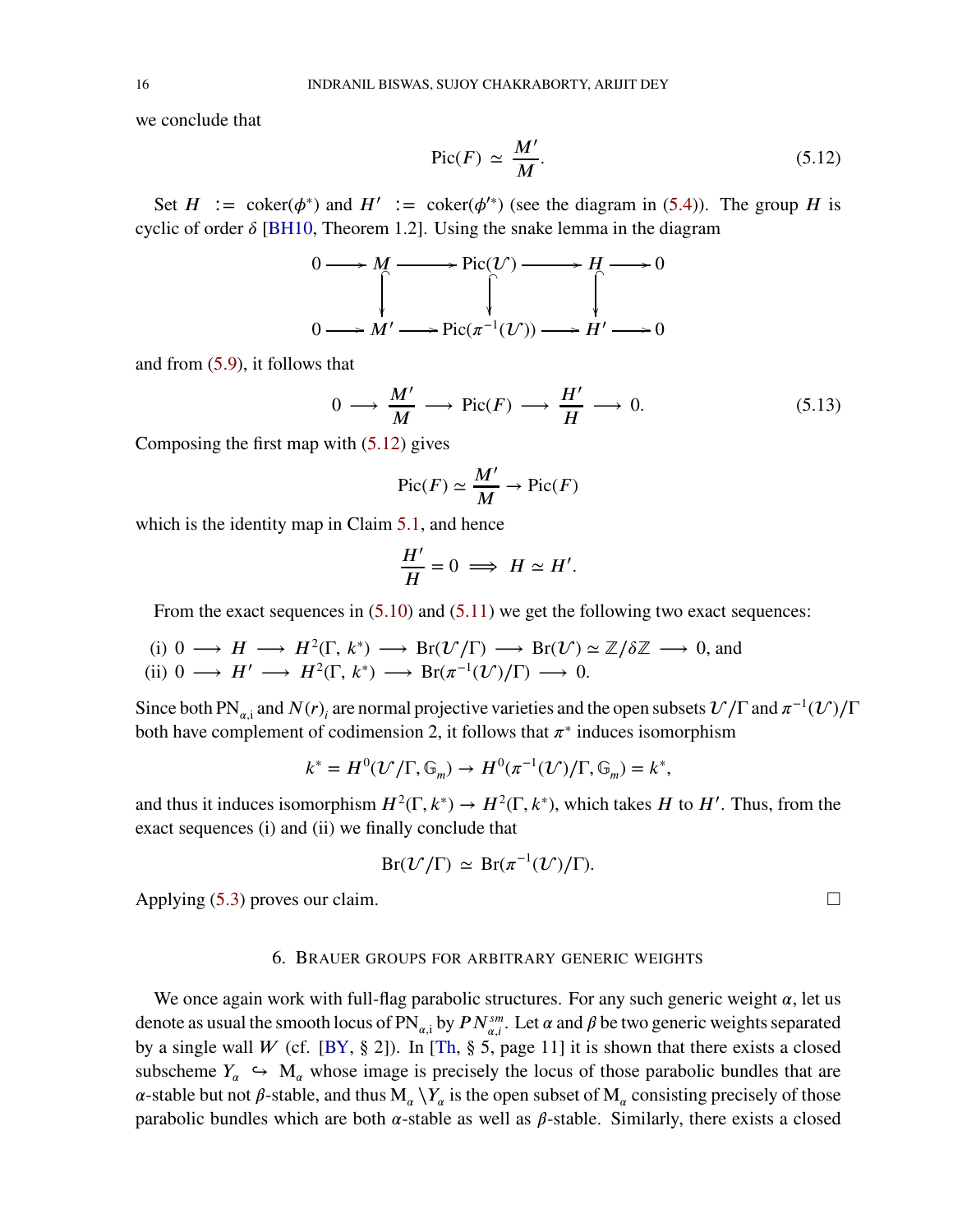we conclude that

$$\mathrm{Pic}(F) \simeq \frac{M'}{M}. \tag{5.12}$$

Set $H := \mathrm{coker}(\phi^*)$ and $H' := \mathrm{coker}(\phi'^*)$ (see the diagram in (5.4)). The group $H$ is cyclic of order $\delta$ [BH10, Theorem 1.2]. Using the snake lemma in the diagram

$$\begin{array}{ccccccccc}
0 & \longrightarrow & M & \longrightarrow & \mathrm{Pic}(\mathcal{U}) & \longrightarrow & H & \longrightarrow & 0 \\
 & & \big\downarrow & & \big\downarrow & & \big\downarrow & & \\
0 & \longrightarrow & M' & \longrightarrow & \mathrm{Pic}(\pi^{-1}(\mathcal{U})) & \longrightarrow & H' & \longrightarrow & 0
\end{array}$$

and from (5.9), it follows that

$$0 \longrightarrow \frac{M'}{M} \longrightarrow \mathrm{Pic}(F) \longrightarrow \frac{H'}{H} \longrightarrow 0. \tag{5.13}$$

Composing the first map with (5.12) gives

$$\mathrm{Pic}(F) \simeq \frac{M'}{M} \to \mathrm{Pic}(F)$$

which is the identity map in Claim 5.1, and hence

$$\frac{H'}{H} = 0 \implies H \simeq H'.$$

From the exact sequences in (5.10) and (5.11) we get the following two exact sequences:

(i) $0 \longrightarrow H \longrightarrow H^2(\Gamma, k^*) \longrightarrow \mathrm{Br}(\mathcal{U}/\Gamma) \longrightarrow \mathrm{Br}(\mathcal{U}) \simeq \mathbb{Z}/\delta\mathbb{Z} \longrightarrow 0$, and
(ii) $0 \longrightarrow H' \longrightarrow H^2(\Gamma, k^*) \longrightarrow \mathrm{Br}(\pi^{-1}(\mathcal{U})/\Gamma) \longrightarrow 0.$

Since both $\mathrm{PN}_{\alpha,\mathrm{i}}$ and $N(r)_i$ are normal projective varieties and the open subsets $\mathcal{U}/\Gamma$ and $\pi^{-1}(\mathcal{U})/\Gamma$ both have complement of codimension 2, it follows that $\pi^*$ induces isomorphism

$$k^* = H^0(\mathcal{U}/\Gamma, \mathbb{G}_m) \to H^0(\pi^{-1}(\mathcal{U})/\Gamma, \mathbb{G}_m) = k^*,$$

and thus it induces isomorphism $H^2(\Gamma, k^*) \to H^2(\Gamma, k^*)$, which takes $H$ to $H'$. Thus, from the exact sequences (i) and (ii) we finally conclude that

$$\mathrm{Br}(\mathcal{U}/\Gamma) \simeq \mathrm{Br}(\pi^{-1}(\mathcal{U})/\Gamma).$$

Applying (5.3) proves our claim. □

## 6. Brauer groups for arbitrary generic weights

We once again work with full-flag parabolic structures. For any such generic weight $\alpha$, let us denote as usual the smooth locus of $\mathrm{PN}_{\alpha,\mathrm{i}}$ by $PN^{sm}_{\alpha,i}$. Let $\alpha$ and $\beta$ be two generic weights separated by a single wall $W$ (cf. [BY, § 2]). In [Th, § 5, page 11] it is shown that there exists a closed subscheme $Y_\alpha \hookrightarrow \mathrm{M}_\alpha$ whose image is precisely the locus of those parabolic bundles that are $\alpha$-stable but not $\beta$-stable, and thus $\mathrm{M}_\alpha \setminus Y_\alpha$ is the open subset of $\mathrm{M}_\alpha$ consisting precisely of those parabolic bundles which are both $\alpha$-stable as well as $\beta$-stable. Similarly, there exists a closed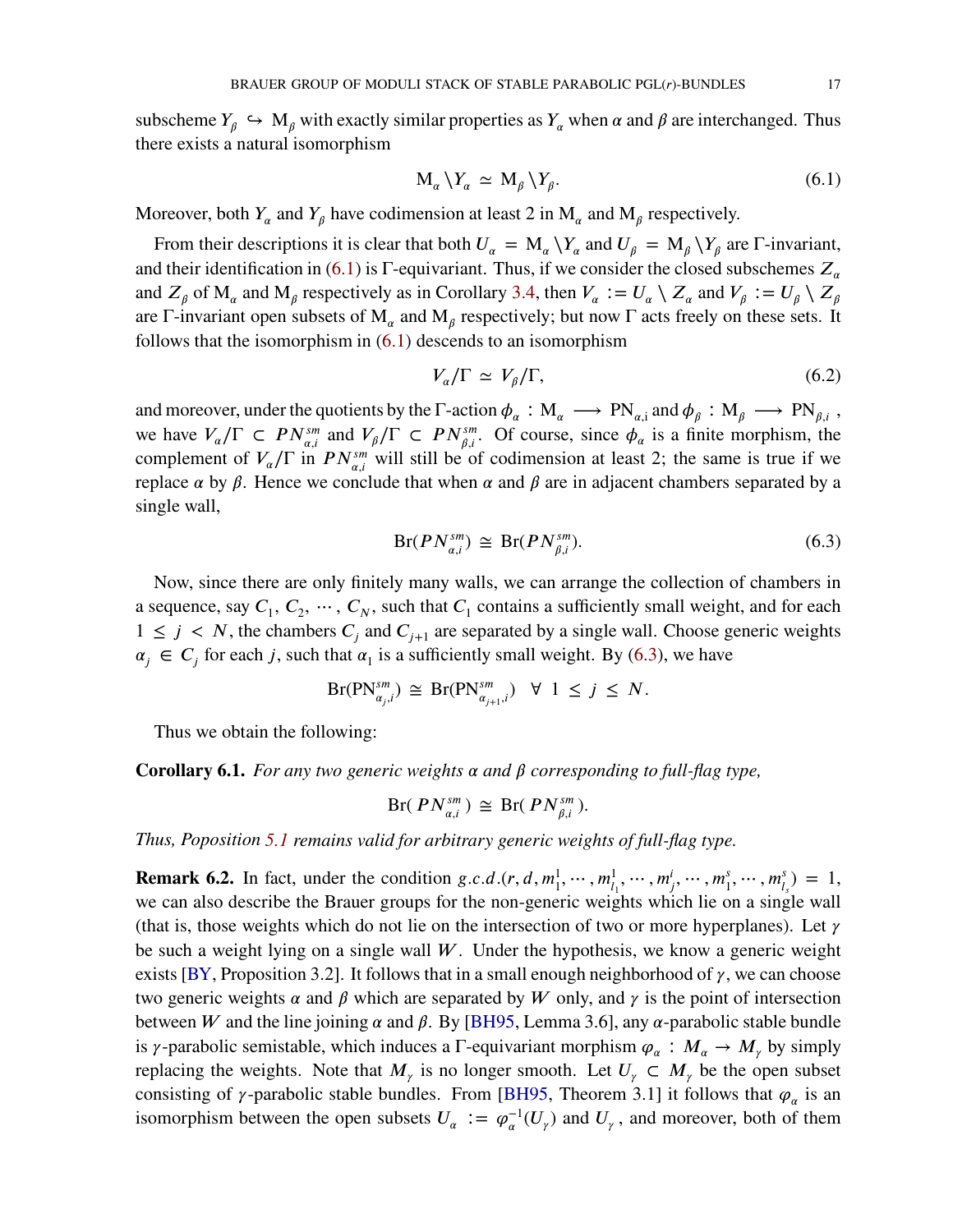subscheme $Y_\beta \hookrightarrow \mathrm{M}_\beta$ with exactly similar properties as $Y_\alpha$ when $\alpha$ and $\beta$ are interchanged. Thus there exists a natural isomorphism

$$\mathrm{M}_\alpha \setminus Y_\alpha \simeq \mathrm{M}_\beta \setminus Y_\beta. \tag{6.1}$$

Moreover, both $Y_\alpha$ and $Y_\beta$ have codimension at least 2 in $\mathrm{M}_\alpha$ and $\mathrm{M}_\beta$ respectively.

From their descriptions it is clear that both $U_\alpha = \mathrm{M}_\alpha \setminus Y_\alpha$ and $U_\beta = \mathrm{M}_\beta \setminus Y_\beta$ are $\Gamma$-invariant, and their identification in (6.1) is $\Gamma$-equivariant. Thus, if we consider the closed subschemes $Z_\alpha$ and $Z_\beta$ of $\mathrm{M}_\alpha$ and $\mathrm{M}_\beta$ respectively as in Corollary 3.4, then $V_\alpha := U_\alpha \setminus Z_\alpha$ and $V_\beta := U_\beta \setminus Z_\beta$ are $\Gamma$-invariant open subsets of $\mathrm{M}_\alpha$ and $\mathrm{M}_\beta$ respectively; but now $\Gamma$ acts freely on these sets. It follows that the isomorphism in (6.1) descends to an isomorphism

$$V_\alpha/\Gamma \simeq V_\beta/\Gamma, \tag{6.2}$$

and moreover, under the quotients by the $\Gamma$-action $\phi_\alpha : \mathrm{M}_\alpha \longrightarrow \mathrm{PN}_{\alpha,i}$ and $\phi_\beta : \mathrm{M}_\beta \longrightarrow \mathrm{PN}_{\beta,i}$, we have $V_\alpha/\Gamma \subset PN^{sm}_{\alpha,i}$ and $V_\beta/\Gamma \subset PN^{sm}_{\beta,i}$. Of course, since $\phi_\alpha$ is a finite morphism, the complement of $V_\alpha/\Gamma$ in $PN^{sm}_{\alpha,i}$ will still be of codimension at least 2; the same is true if we replace $\alpha$ by $\beta$. Hence we conclude that when $\alpha$ and $\beta$ are in adjacent chambers separated by a single wall,

$$\mathrm{Br}(PN^{sm}_{\alpha,i}) \cong \mathrm{Br}(PN^{sm}_{\beta,i}). \tag{6.3}$$

Now, since there are only finitely many walls, we can arrange the collection of chambers in a sequence, say $C_1, C_2, \cdots, C_N$, such that $C_1$ contains a sufficiently small weight, and for each $1 \leq j < N$, the chambers $C_j$ and $C_{j+1}$ are separated by a single wall. Choose generic weights $\alpha_j \in C_j$ for each $j$, such that $\alpha_1$ is a sufficiently small weight. By (6.3), we have

$$\mathrm{Br}(\mathrm{PN}^{sm}_{\alpha_j,i}) \cong \mathrm{Br}(\mathrm{PN}^{sm}_{\alpha_{j+1},i}) \quad \forall\ 1 \leq j \leq N.$$

Thus we obtain the following:

**Corollary 6.1.** *For any two generic weights $\alpha$ and $\beta$ corresponding to full-flag type,*

$$\mathrm{Br}(\,PN^{sm}_{\alpha,i}\,) \cong \mathrm{Br}(\,PN^{sm}_{\beta,i}\,).$$

*Thus, Poposition 5.1 remains valid for arbitrary generic weights of full-flag type.*

**Remark 6.2.** In fact, under the condition $g.c.d.(r, d, m^1_1, \cdots, m^1_{l_1}, \cdots, m^i_j, \cdots, m^s_1, \cdots, m^s_{l_s}) = 1$, we can also describe the Brauer groups for the non-generic weights which lie on a single wall (that is, those weights which do not lie on the intersection of two or more hyperplanes). Let $\gamma$ be such a weight lying on a single wall $W$. Under the hypothesis, we know a generic weight exists [BY, Proposition 3.2]. It follows that in a small enough neighborhood of $\gamma$, we can choose two generic weights $\alpha$ and $\beta$ which are separated by $W$ only, and $\gamma$ is the point of intersection between $W$ and the line joining $\alpha$ and $\beta$. By [BH95, Lemma 3.6], any $\alpha$-parabolic stable bundle is $\gamma$-parabolic semistable, which induces a $\Gamma$-equivariant morphism $\varphi_\alpha : M_\alpha \to M_\gamma$ by simply replacing the weights. Note that $M_\gamma$ is no longer smooth. Let $U_\gamma \subset M_\gamma$ be the open subset consisting of $\gamma$-parabolic stable bundles. From [BH95, Theorem 3.1] it follows that $\varphi_\alpha$ is an isomorphism between the open subsets $U_\alpha := \varphi^{-1}_\alpha(U_\gamma)$ and $U_\gamma$, and moreover, both of them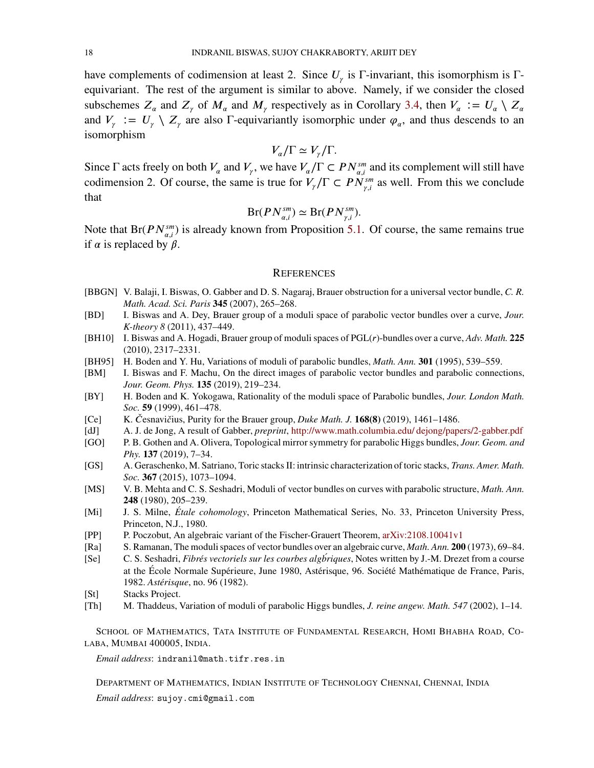have complements of codimension at least 2. Since $U_\gamma$ is $\Gamma$-invariant, this isomorphism is $\Gamma$-equivariant. The rest of the argument is similar to above. Namely, if we consider the closed subschemes $Z_\alpha$ and $Z_\gamma$ of $M_\alpha$ and $M_\gamma$ respectively as in Corollary 3.4, then $V_\alpha := U_\alpha \setminus Z_\alpha$ and $V_\gamma := U_\gamma \setminus Z_\gamma$ are also $\Gamma$-equivariantly isomorphic under $\varphi_\alpha$, and thus descends to an isomorphism

$$V_\alpha/\Gamma \simeq V_\gamma/\Gamma.$$

Since $\Gamma$ acts freely on both $V_\alpha$ and $V_\gamma$, we have $V_\alpha/\Gamma \subset PN^{sm}_{\alpha,i}$ and its complement will still have codimension 2. Of course, the same is true for $V_\gamma/\Gamma \subset PN^{sm}_{\gamma,i}$ as well. From this we conclude that

$$\mathrm{Br}(PN^{sm}_{\alpha,i}) \simeq \mathrm{Br}(PN^{sm}_{\gamma,i}).$$

Note that $\mathrm{Br}(PN^{sm}_{\alpha,i})$ is already known from Proposition 5.1. Of course, the same remains true if $\alpha$ is replaced by $\beta$.

## References

[BBGN] V. Balaji, I. Biswas, O. Gabber and D. S. Nagaraj, Brauer obstruction for a universal vector bundle, *C. R. Math. Acad. Sci. Paris* **345** (2007), 265–268.

[BD] I. Biswas and A. Dey, Brauer group of a moduli space of parabolic vector bundles over a curve, *Jour. K-theory 8* (2011), 437–449.

[BH10] I. Biswas and A. Hogadi, Brauer group of moduli spaces of PGL($r$)-bundles over a curve, *Adv. Math.* **225** (2010), 2317–2331.

[BH95] H. Boden and Y. Hu, Variations of moduli of parabolic bundles, *Math. Ann.* **301** (1995), 539–559.

[BM] I. Biswas and F. Machu, On the direct images of parabolic vector bundles and parabolic connections, *Jour. Geom. Phys.* **135** (2019), 219–234.

[BY] H. Boden and K. Yokogawa, Rationality of the moduli space of Parabolic bundles, *Jour. London Math. Soc.* **59** (1999), 461–478.

[Ce] K. Česnavičius, Purity for the Brauer group, *Duke Math. J.* **168(8)** (2019), 1461–1486.

[dJ] A. J. de Jong, A result of Gabber, *preprint*, http://www.math.columbia.edu/ dejong/papers/2-gabber.pdf

[GO] P. B. Gothen and A. Olivera, Topological mirror symmetry for parabolic Higgs bundles, *Jour. Geom. and Phy.* **137** (2019), 7–34.

[GS] A. Geraschenko, M. Satriano, Toric stacks II: intrinsic characterization of toric stacks, *Trans. Amer. Math. Soc.* **367** (2015), 1073–1094.

[MS] V. B. Mehta and C. S. Seshadri, Moduli of vector bundles on curves with parabolic structure, *Math. Ann.* **248** (1980), 205–239.

[Mi] J. S. Milne, *Étale cohomology*, Princeton Mathematical Series, No. 33, Princeton University Press, Princeton, N.J., 1980.

[PP] P. Poczobut, An algebraic variant of the Fischer-Grauert Theorem, arXiv:2108.10041v1

[Ra] S. Ramanan, The moduli spaces of vector bundles over an algebraic curve, *Math. Ann.* **200** (1973), 69–84.

[Se] C. S. Seshadri, *Fibrés vectoriels sur les courbes algb́riques*, Notes written by J.-M. Drezet from a course at the École Normale Supérieure, June 1980, Astérisque, 96. Société Mathématique de France, Paris, 1982. *Astérisque*, no. 96 (1982).

[St] Stacks Project.

[Th] M. Thaddeus, Variation of moduli of parabolic Higgs bundles, *J. reine angew. Math. 547* (2002), 1–14.

School of Mathematics, Tata Institute of Fundamental Research, Homi Bhabha Road, Colaba, Mumbai 400005, India.

*Email address*: indranil@math.tifr.res.in

Department of Mathematics, Indian Institute of Technology Chennai, Chennai, India

*Email address*: sujoy.cmi@gmail.com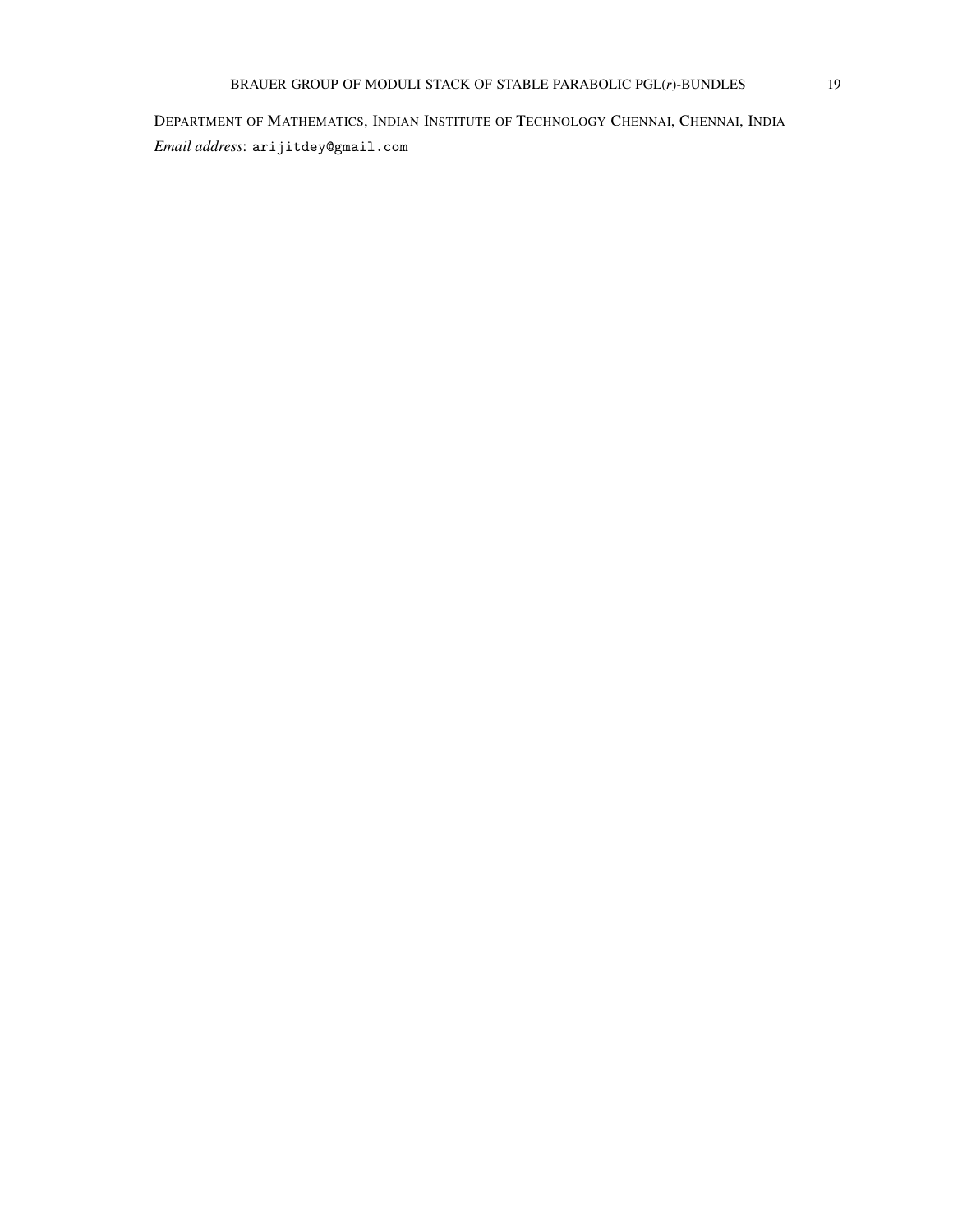Department of Mathematics, Indian Institute of Technology Chennai, Chennai, India

*Email address*: arijitdey@gmail.com